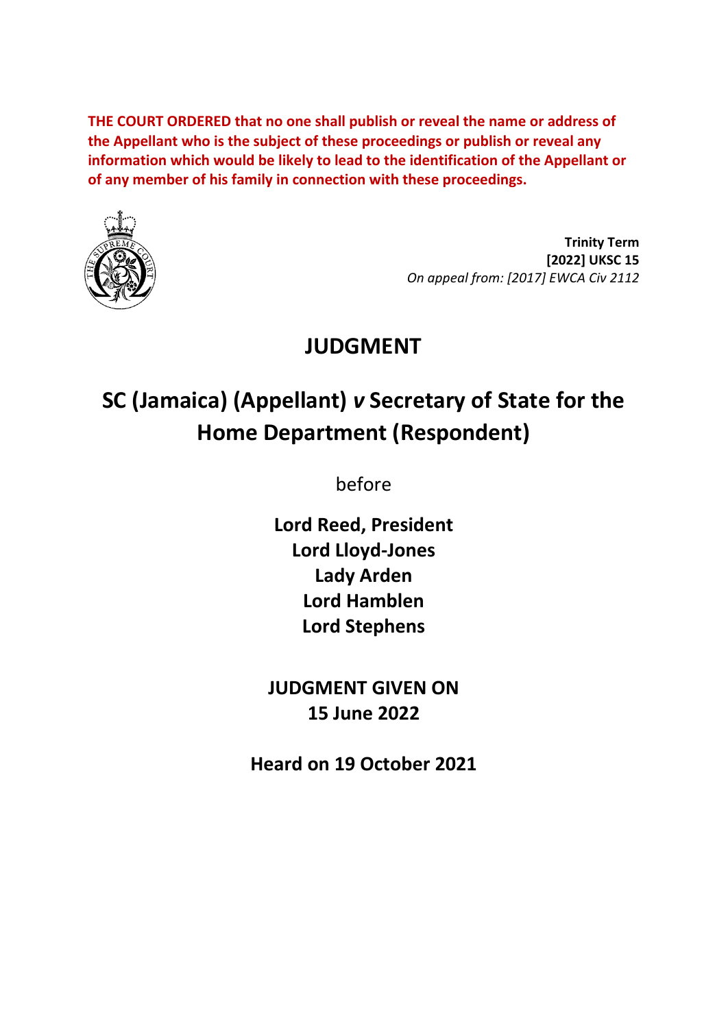**THE COURT ORDERED that no one shall publish or reveal the name or address of the Appellant who is the subject of these proceedings or publish or reveal any information which would be likely to lead to the identification of the Appellant or of any member of his family in connection with these proceedings.**

**Trinity Term**
**[2022] UKSC 15**
*On appeal from: [2017] EWCA Civ 2112*

# JUDGMENT

## SC (Jamaica) (Appellant) *v* Secretary of State for the Home Department (Respondent)

before

**Lord Reed, President**
**Lord Lloyd-Jones**
**Lady Arden**
**Lord Hamblen**
**Lord Stephens**

**JUDGMENT GIVEN ON**
**15 June 2022**

**Heard on 19 October 2021**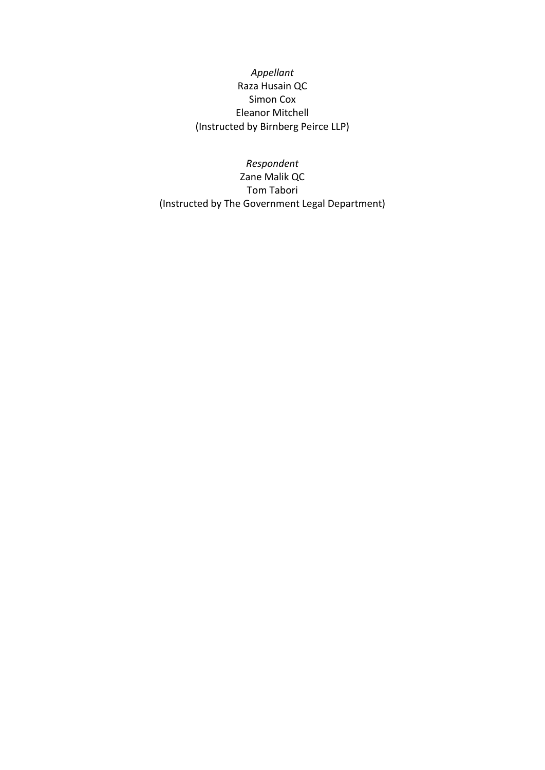*Appellant*
Raza Husain QC
Simon Cox
Eleanor Mitchell
(Instructed by Birnberg Peirce LLP)

*Respondent*
Zane Malik QC
Tom Tabori
(Instructed by The Government Legal Department)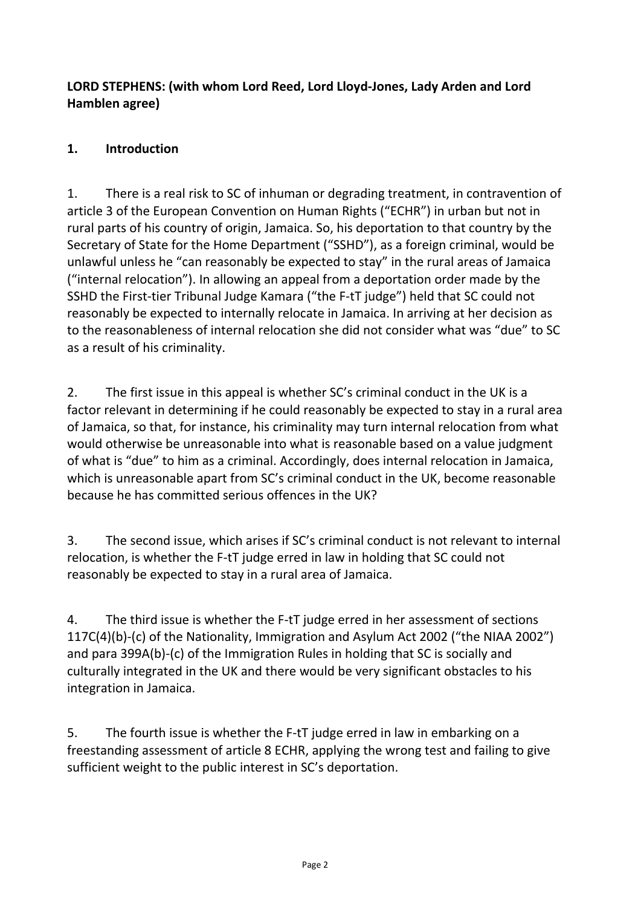**LORD STEPHENS: (with whom Lord Reed, Lord Lloyd-Jones, Lady Arden and Lord Hamblen agree)**

## 1. Introduction

1. There is a real risk to SC of inhuman or degrading treatment, in contravention of article 3 of the European Convention on Human Rights ("ECHR") in urban but not in rural parts of his country of origin, Jamaica. So, his deportation to that country by the Secretary of State for the Home Department ("SSHD"), as a foreign criminal, would be unlawful unless he "can reasonably be expected to stay" in the rural areas of Jamaica ("internal relocation"). In allowing an appeal from a deportation order made by the SSHD the First-tier Tribunal Judge Kamara ("the F-tT judge") held that SC could not reasonably be expected to internally relocate in Jamaica. In arriving at her decision as to the reasonableness of internal relocation she did not consider what was "due" to SC as a result of his criminality.

2. The first issue in this appeal is whether SC's criminal conduct in the UK is a factor relevant in determining if he could reasonably be expected to stay in a rural area of Jamaica, so that, for instance, his criminality may turn internal relocation from what would otherwise be unreasonable into what is reasonable based on a value judgment of what is "due" to him as a criminal. Accordingly, does internal relocation in Jamaica, which is unreasonable apart from SC's criminal conduct in the UK, become reasonable because he has committed serious offences in the UK?

3. The second issue, which arises if SC's criminal conduct is not relevant to internal relocation, is whether the F-tT judge erred in law in holding that SC could not reasonably be expected to stay in a rural area of Jamaica.

4. The third issue is whether the F-tT judge erred in her assessment of sections 117C(4)(b)-(c) of the Nationality, Immigration and Asylum Act 2002 ("the NIAA 2002") and para 399A(b)-(c) of the Immigration Rules in holding that SC is socially and culturally integrated in the UK and there would be very significant obstacles to his integration in Jamaica.

5. The fourth issue is whether the F-tT judge erred in law in embarking on a freestanding assessment of article 8 ECHR, applying the wrong test and failing to give sufficient weight to the public interest in SC's deportation.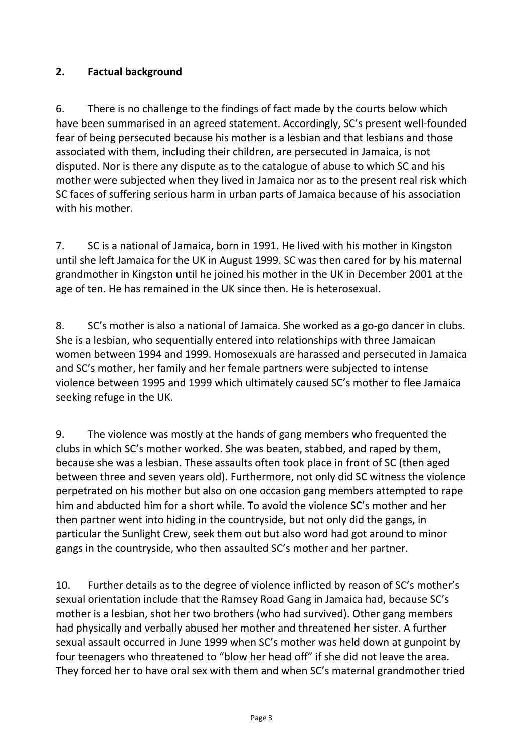## 2. Factual background

6. There is no challenge to the findings of fact made by the courts below which have been summarised in an agreed statement. Accordingly, SC's present well-founded fear of being persecuted because his mother is a lesbian and that lesbians and those associated with them, including their children, are persecuted in Jamaica, is not disputed. Nor is there any dispute as to the catalogue of abuse to which SC and his mother were subjected when they lived in Jamaica nor as to the present real risk which SC faces of suffering serious harm in urban parts of Jamaica because of his association with his mother.

7. SC is a national of Jamaica, born in 1991. He lived with his mother in Kingston until she left Jamaica for the UK in August 1999. SC was then cared for by his maternal grandmother in Kingston until he joined his mother in the UK in December 2001 at the age of ten. He has remained in the UK since then. He is heterosexual.

8. SC's mother is also a national of Jamaica. She worked as a go-go dancer in clubs. She is a lesbian, who sequentially entered into relationships with three Jamaican women between 1994 and 1999. Homosexuals are harassed and persecuted in Jamaica and SC's mother, her family and her female partners were subjected to intense violence between 1995 and 1999 which ultimately caused SC's mother to flee Jamaica seeking refuge in the UK.

9. The violence was mostly at the hands of gang members who frequented the clubs in which SC's mother worked. She was beaten, stabbed, and raped by them, because she was a lesbian. These assaults often took place in front of SC (then aged between three and seven years old). Furthermore, not only did SC witness the violence perpetrated on his mother but also on one occasion gang members attempted to rape him and abducted him for a short while. To avoid the violence SC's mother and her then partner went into hiding in the countryside, but not only did the gangs, in particular the Sunlight Crew, seek them out but also word had got around to minor gangs in the countryside, who then assaulted SC's mother and her partner.

10. Further details as to the degree of violence inflicted by reason of SC's mother's sexual orientation include that the Ramsey Road Gang in Jamaica had, because SC's mother is a lesbian, shot her two brothers (who had survived). Other gang members had physically and verbally abused her mother and threatened her sister. A further sexual assault occurred in June 1999 when SC's mother was held down at gunpoint by four teenagers who threatened to "blow her head off" if she did not leave the area. They forced her to have oral sex with them and when SC's maternal grandmother tried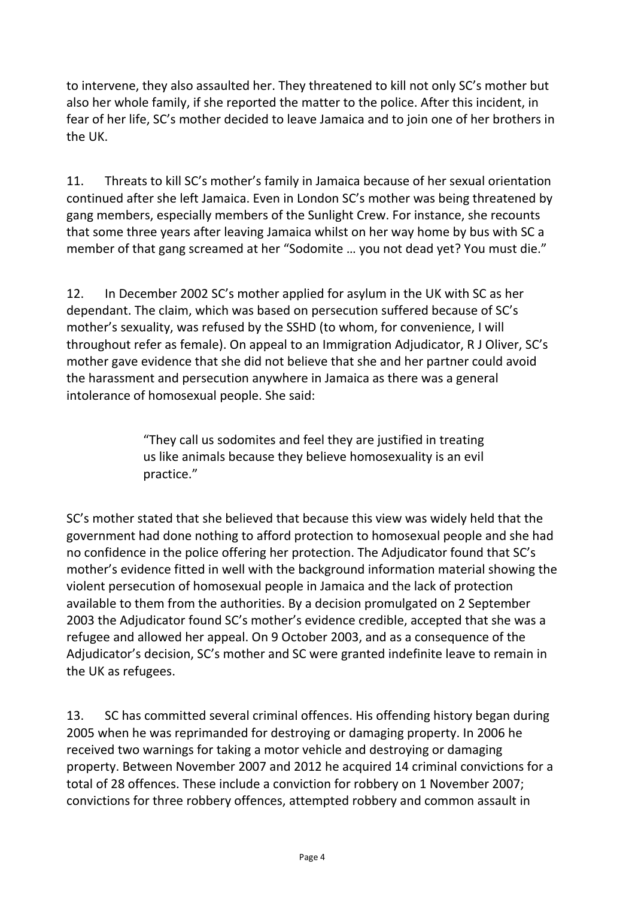to intervene, they also assaulted her. They threatened to kill not only SC's mother but also her whole family, if she reported the matter to the police. After this incident, in fear of her life, SC's mother decided to leave Jamaica and to join one of her brothers in the UK.

11. Threats to kill SC's mother's family in Jamaica because of her sexual orientation continued after she left Jamaica. Even in London SC's mother was being threatened by gang members, especially members of the Sunlight Crew. For instance, she recounts that some three years after leaving Jamaica whilst on her way home by bus with SC a member of that gang screamed at her "Sodomite … you not dead yet? You must die."

12. In December 2002 SC's mother applied for asylum in the UK with SC as her dependant. The claim, which was based on persecution suffered because of SC's mother's sexuality, was refused by the SSHD (to whom, for convenience, I will throughout refer as female). On appeal to an Immigration Adjudicator, R J Oliver, SC's mother gave evidence that she did not believe that she and her partner could avoid the harassment and persecution anywhere in Jamaica as there was a general intolerance of homosexual people. She said:

> "They call us sodomites and feel they are justified in treating us like animals because they believe homosexuality is an evil practice."

SC's mother stated that she believed that because this view was widely held that the government had done nothing to afford protection to homosexual people and she had no confidence in the police offering her protection. The Adjudicator found that SC's mother's evidence fitted in well with the background information material showing the violent persecution of homosexual people in Jamaica and the lack of protection available to them from the authorities. By a decision promulgated on 2 September 2003 the Adjudicator found SC's mother's evidence credible, accepted that she was a refugee and allowed her appeal. On 9 October 2003, and as a consequence of the Adjudicator's decision, SC's mother and SC were granted indefinite leave to remain in the UK as refugees.

13. SC has committed several criminal offences. His offending history began during 2005 when he was reprimanded for destroying or damaging property. In 2006 he received two warnings for taking a motor vehicle and destroying or damaging property. Between November 2007 and 2012 he acquired 14 criminal convictions for a total of 28 offences. These include a conviction for robbery on 1 November 2007; convictions for three robbery offences, attempted robbery and common assault in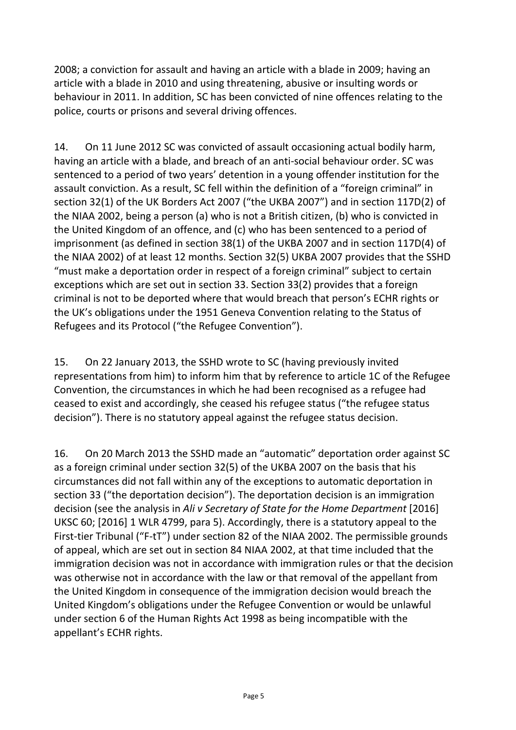2008; a conviction for assault and having an article with a blade in 2009; having an article with a blade in 2010 and using threatening, abusive or insulting words or behaviour in 2011. In addition, SC has been convicted of nine offences relating to the police, courts or prisons and several driving offences.

14. On 11 June 2012 SC was convicted of assault occasioning actual bodily harm, having an article with a blade, and breach of an anti-social behaviour order. SC was sentenced to a period of two years' detention in a young offender institution for the assault conviction. As a result, SC fell within the definition of a "foreign criminal" in section 32(1) of the UK Borders Act 2007 ("the UKBA 2007") and in section 117D(2) of the NIAA 2002, being a person (a) who is not a British citizen, (b) who is convicted in the United Kingdom of an offence, and (c) who has been sentenced to a period of imprisonment (as defined in section 38(1) of the UKBA 2007 and in section 117D(4) of the NIAA 2002) of at least 12 months. Section 32(5) UKBA 2007 provides that the SSHD "must make a deportation order in respect of a foreign criminal" subject to certain exceptions which are set out in section 33. Section 33(2) provides that a foreign criminal is not to be deported where that would breach that person's ECHR rights or the UK's obligations under the 1951 Geneva Convention relating to the Status of Refugees and its Protocol ("the Refugee Convention").

15. On 22 January 2013, the SSHD wrote to SC (having previously invited representations from him) to inform him that by reference to article 1C of the Refugee Convention, the circumstances in which he had been recognised as a refugee had ceased to exist and accordingly, she ceased his refugee status ("the refugee status decision"). There is no statutory appeal against the refugee status decision.

16. On 20 March 2013 the SSHD made an "automatic" deportation order against SC as a foreign criminal under section 32(5) of the UKBA 2007 on the basis that his circumstances did not fall within any of the exceptions to automatic deportation in section 33 ("the deportation decision"). The deportation decision is an immigration decision (see the analysis in *Ali v Secretary of State for the Home Department* [2016] UKSC 60; [2016] 1 WLR 4799, para 5). Accordingly, there is a statutory appeal to the First-tier Tribunal ("F-tT") under section 82 of the NIAA 2002. The permissible grounds of appeal, which are set out in section 84 NIAA 2002, at that time included that the immigration decision was not in accordance with immigration rules or that the decision was otherwise not in accordance with the law or that removal of the appellant from the United Kingdom in consequence of the immigration decision would breach the United Kingdom's obligations under the Refugee Convention or would be unlawful under section 6 of the Human Rights Act 1998 as being incompatible with the appellant's ECHR rights.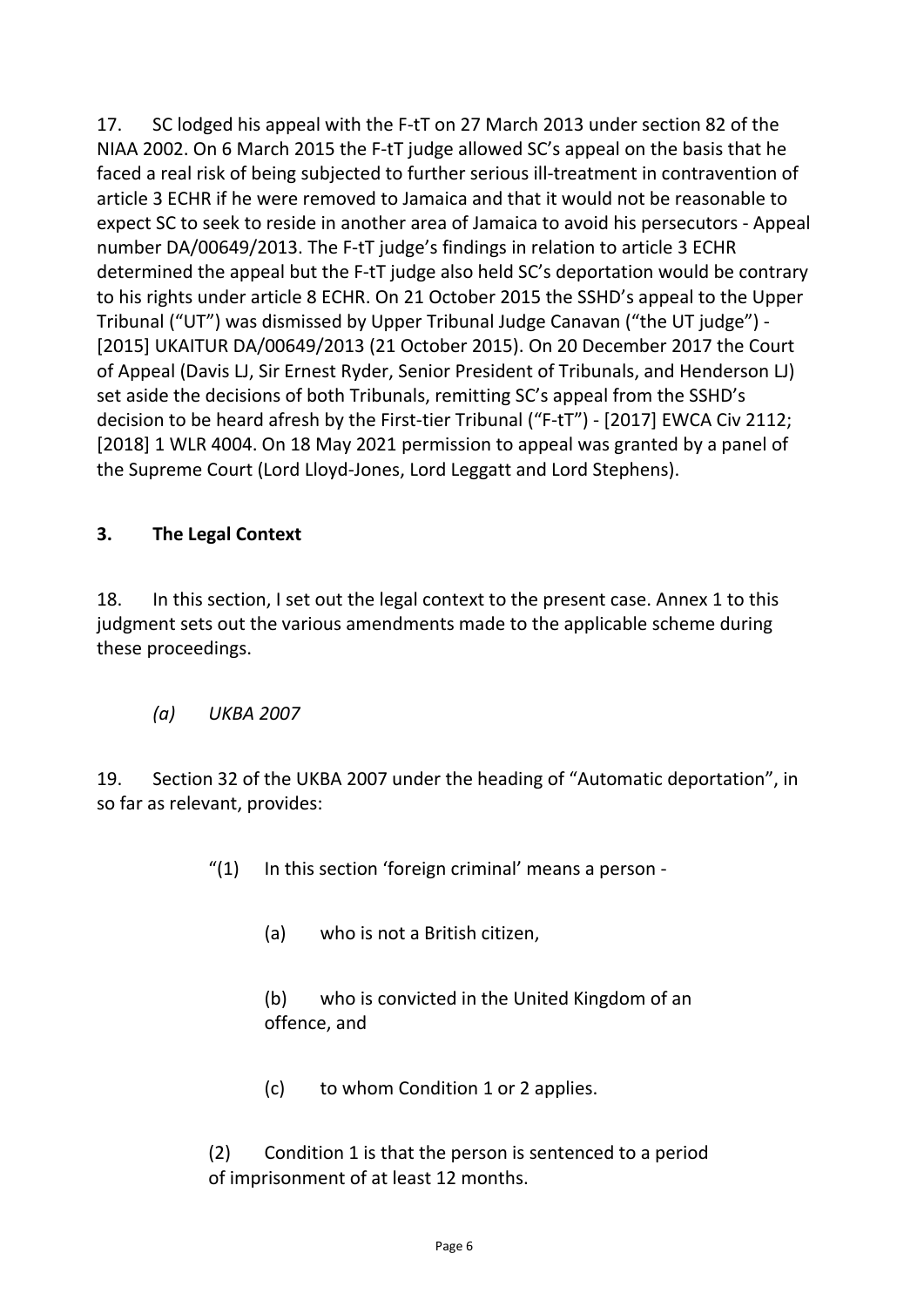17. SC lodged his appeal with the F-tT on 27 March 2013 under section 82 of the NIAA 2002. On 6 March 2015 the F-tT judge allowed SC's appeal on the basis that he faced a real risk of being subjected to further serious ill-treatment in contravention of article 3 ECHR if he were removed to Jamaica and that it would not be reasonable to expect SC to seek to reside in another area of Jamaica to avoid his persecutors - Appeal number DA/00649/2013. The F-tT judge's findings in relation to article 3 ECHR determined the appeal but the F-tT judge also held SC's deportation would be contrary to his rights under article 8 ECHR. On 21 October 2015 the SSHD's appeal to the Upper Tribunal ("UT") was dismissed by Upper Tribunal Judge Canavan ("the UT judge") - [2015] UKAITUR DA/00649/2013 (21 October 2015). On 20 December 2017 the Court of Appeal (Davis LJ, Sir Ernest Ryder, Senior President of Tribunals, and Henderson LJ) set aside the decisions of both Tribunals, remitting SC's appeal from the SSHD's decision to be heard afresh by the First-tier Tribunal ("F-tT") - [2017] EWCA Civ 2112; [2018] 1 WLR 4004. On 18 May 2021 permission to appeal was granted by a panel of the Supreme Court (Lord Lloyd-Jones, Lord Leggatt and Lord Stephens).

## 3. The Legal Context

18. In this section, I set out the legal context to the present case. Annex 1 to this judgment sets out the various amendments made to the applicable scheme during these proceedings.

### *(a) UKBA 2007*

19. Section 32 of the UKBA 2007 under the heading of "Automatic deportation", in so far as relevant, provides:

> "(1) In this section 'foreign criminal' means a person -
>
> (a) who is not a British citizen,
>
> (b) who is convicted in the United Kingdom of an offence, and
>
> (c) to whom Condition 1 or 2 applies.
>
> (2) Condition 1 is that the person is sentenced to a period of imprisonment of at least 12 months.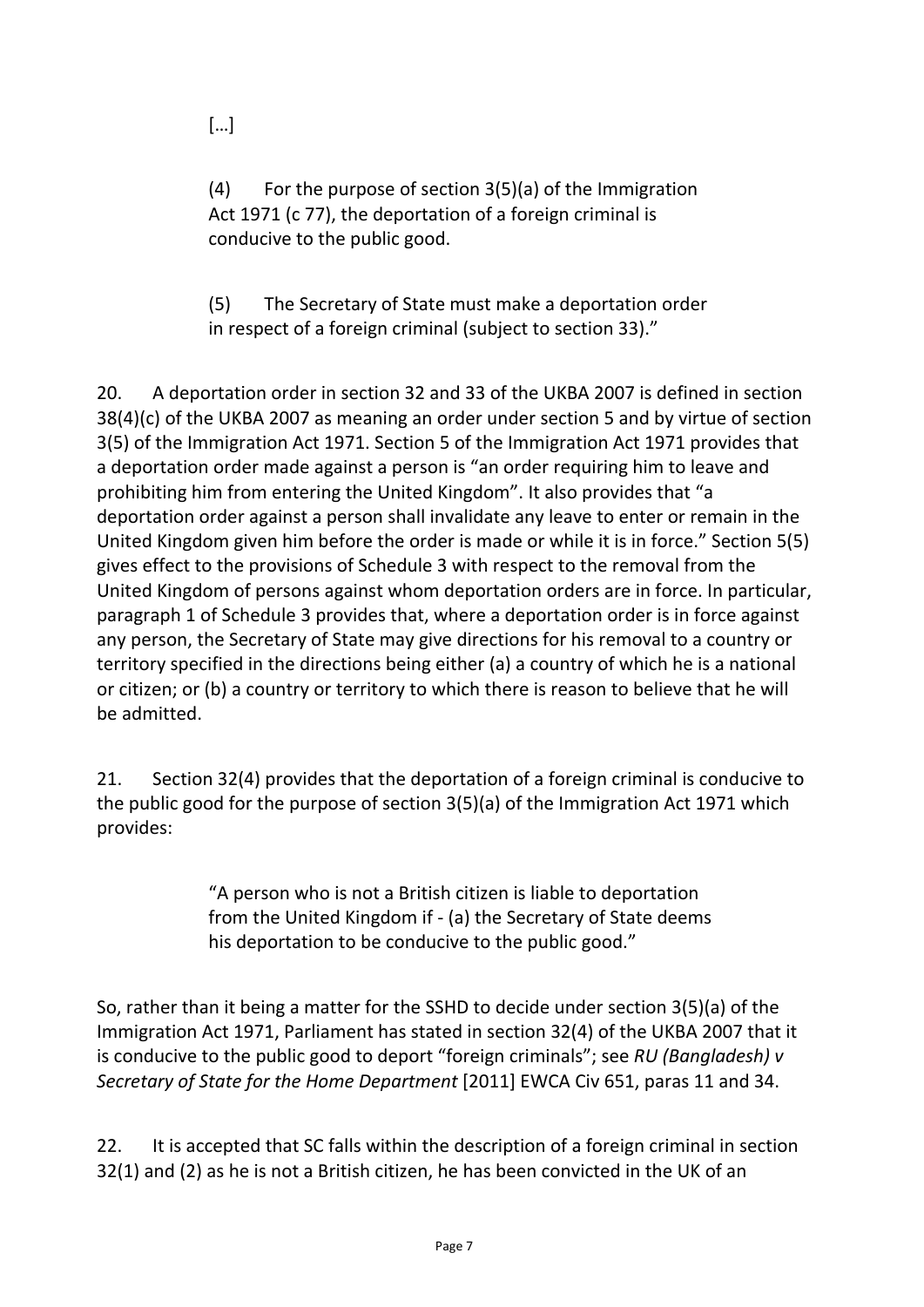> […]
>
> (4) For the purpose of section 3(5)(a) of the Immigration Act 1971 (c 77), the deportation of a foreign criminal is conducive to the public good.
>
> (5) The Secretary of State must make a deportation order in respect of a foreign criminal (subject to section 33)."

20. A deportation order in section 32 and 33 of the UKBA 2007 is defined in section 38(4)(c) of the UKBA 2007 as meaning an order under section 5 and by virtue of section 3(5) of the Immigration Act 1971. Section 5 of the Immigration Act 1971 provides that a deportation order made against a person is "an order requiring him to leave and prohibiting him from entering the United Kingdom". It also provides that "a deportation order against a person shall invalidate any leave to enter or remain in the United Kingdom given him before the order is made or while it is in force." Section 5(5) gives effect to the provisions of Schedule 3 with respect to the removal from the United Kingdom of persons against whom deportation orders are in force. In particular, paragraph 1 of Schedule 3 provides that, where a deportation order is in force against any person, the Secretary of State may give directions for his removal to a country or territory specified in the directions being either (a) a country of which he is a national or citizen; or (b) a country or territory to which there is reason to believe that he will be admitted.

21. Section 32(4) provides that the deportation of a foreign criminal is conducive to the public good for the purpose of section 3(5)(a) of the Immigration Act 1971 which provides:

> "A person who is not a British citizen is liable to deportation from the United Kingdom if - (a) the Secretary of State deems his deportation to be conducive to the public good."

So, rather than it being a matter for the SSHD to decide under section 3(5)(a) of the Immigration Act 1971, Parliament has stated in section 32(4) of the UKBA 2007 that it is conducive to the public good to deport "foreign criminals"; see *RU (Bangladesh) v Secretary of State for the Home Department* [2011] EWCA Civ 651, paras 11 and 34.

22. It is accepted that SC falls within the description of a foreign criminal in section 32(1) and (2) as he is not a British citizen, he has been convicted in the UK of an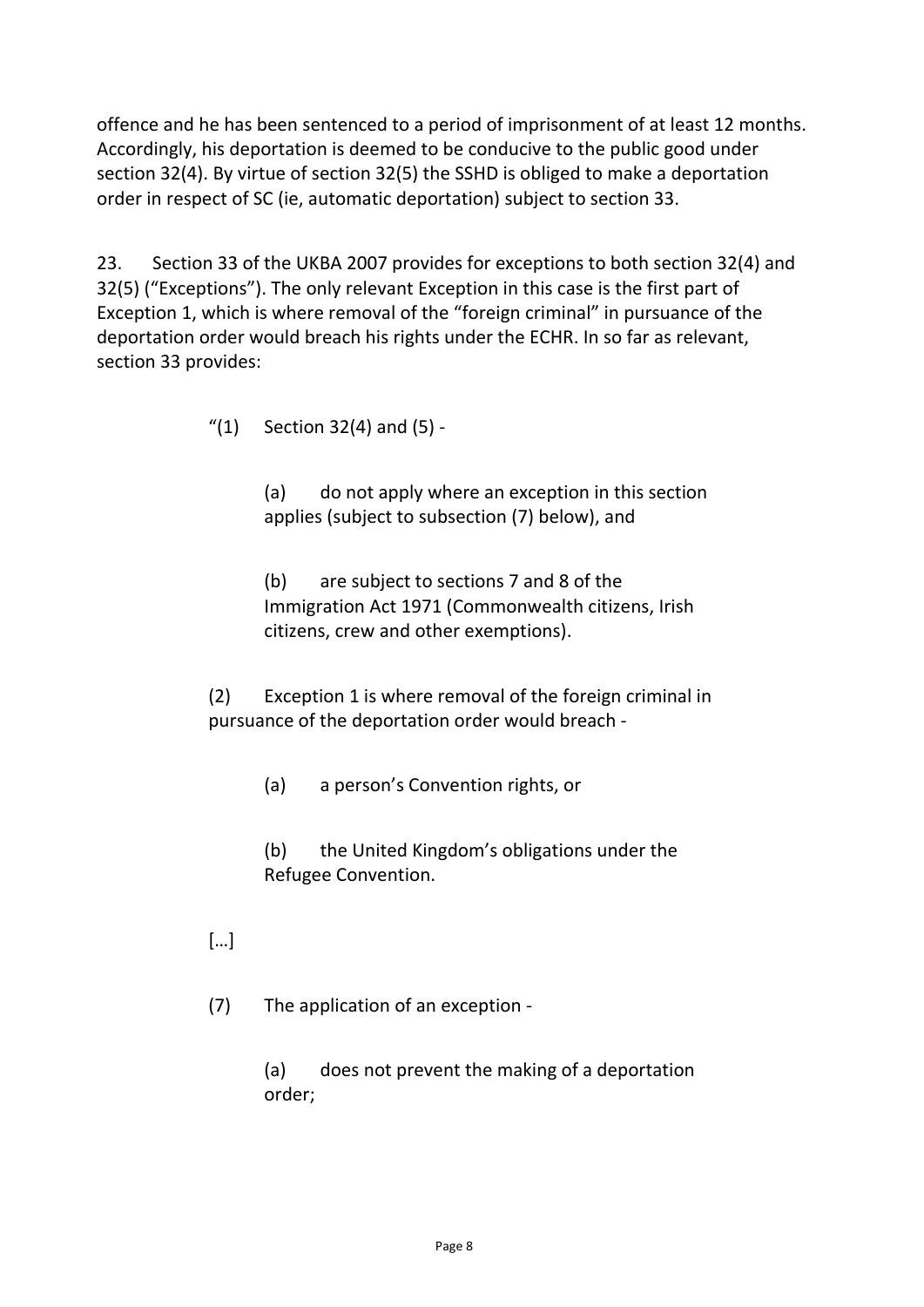offence and he has been sentenced to a period of imprisonment of at least 12 months. Accordingly, his deportation is deemed to be conducive to the public good under section 32(4). By virtue of section 32(5) the SSHD is obliged to make a deportation order in respect of SC (ie, automatic deportation) subject to section 33.

23. Section 33 of the UKBA 2007 provides for exceptions to both section 32(4) and 32(5) ("Exceptions"). The only relevant Exception in this case is the first part of Exception 1, which is where removal of the "foreign criminal" in pursuance of the deportation order would breach his rights under the ECHR. In so far as relevant, section 33 provides:

> "(1) Section 32(4) and (5) -
>
> > (a) do not apply where an exception in this section applies (subject to subsection (7) below), and
> >
> > (b) are subject to sections 7 and 8 of the Immigration Act 1971 (Commonwealth citizens, Irish citizens, crew and other exemptions).
>
> (2) Exception 1 is where removal of the foreign criminal in pursuance of the deportation order would breach -
>
> > (a) a person's Convention rights, or
> >
> > (b) the United Kingdom's obligations under the Refugee Convention.
>
> […]
>
> (7) The application of an exception -
>
> > (a) does not prevent the making of a deportation order;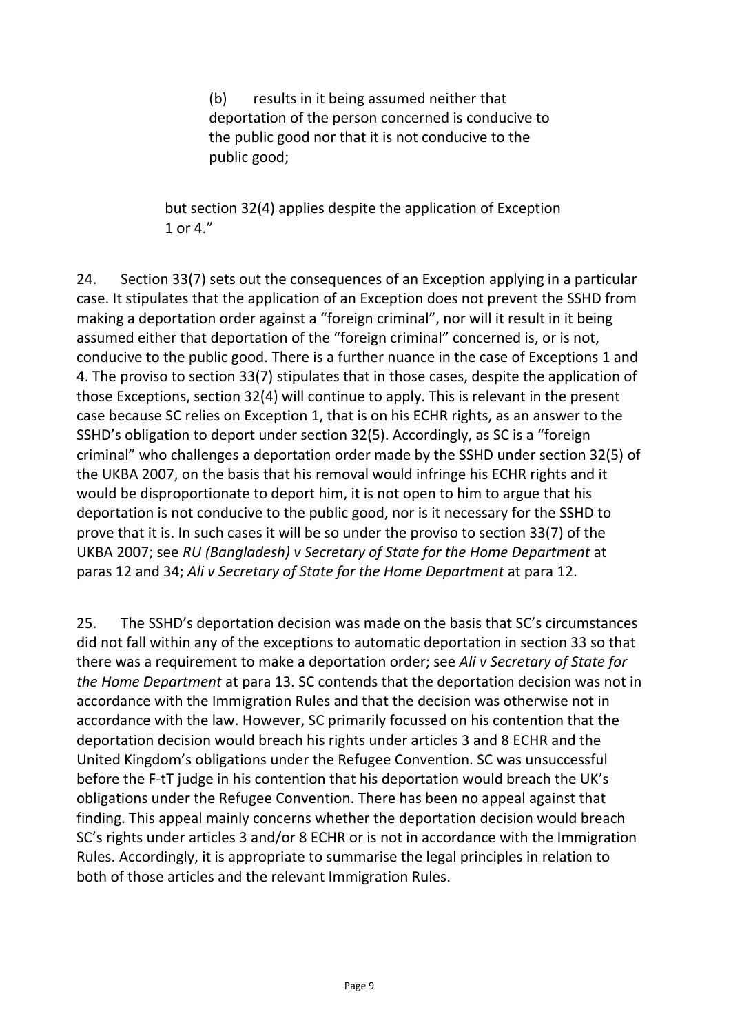> (b) results in it being assumed neither that deportation of the person concerned is conducive to the public good nor that it is not conducive to the public good;
>
> but section 32(4) applies despite the application of Exception 1 or 4."

24. Section 33(7) sets out the consequences of an Exception applying in a particular case. It stipulates that the application of an Exception does not prevent the SSHD from making a deportation order against a "foreign criminal", nor will it result in it being assumed either that deportation of the "foreign criminal" concerned is, or is not, conducive to the public good. There is a further nuance in the case of Exceptions 1 and 4. The proviso to section 33(7) stipulates that in those cases, despite the application of those Exceptions, section 32(4) will continue to apply. This is relevant in the present case because SC relies on Exception 1, that is on his ECHR rights, as an answer to the SSHD's obligation to deport under section 32(5). Accordingly, as SC is a "foreign criminal" who challenges a deportation order made by the SSHD under section 32(5) of the UKBA 2007, on the basis that his removal would infringe his ECHR rights and it would be disproportionate to deport him, it is not open to him to argue that his deportation is not conducive to the public good, nor is it necessary for the SSHD to prove that it is. In such cases it will be so under the proviso to section 33(7) of the UKBA 2007; see *RU (Bangladesh) v Secretary of State for the Home Department* at paras 12 and 34; *Ali v Secretary of State for the Home Department* at para 12.

25. The SSHD's deportation decision was made on the basis that SC's circumstances did not fall within any of the exceptions to automatic deportation in section 33 so that there was a requirement to make a deportation order; see *Ali v Secretary of State for the Home Department* at para 13. SC contends that the deportation decision was not in accordance with the Immigration Rules and that the decision was otherwise not in accordance with the law. However, SC primarily focussed on his contention that the deportation decision would breach his rights under articles 3 and 8 ECHR and the United Kingdom's obligations under the Refugee Convention. SC was unsuccessful before the F-tT judge in his contention that his deportation would breach the UK's obligations under the Refugee Convention. There has been no appeal against that finding. This appeal mainly concerns whether the deportation decision would breach SC's rights under articles 3 and/or 8 ECHR or is not in accordance with the Immigration Rules. Accordingly, it is appropriate to summarise the legal principles in relation to both of those articles and the relevant Immigration Rules.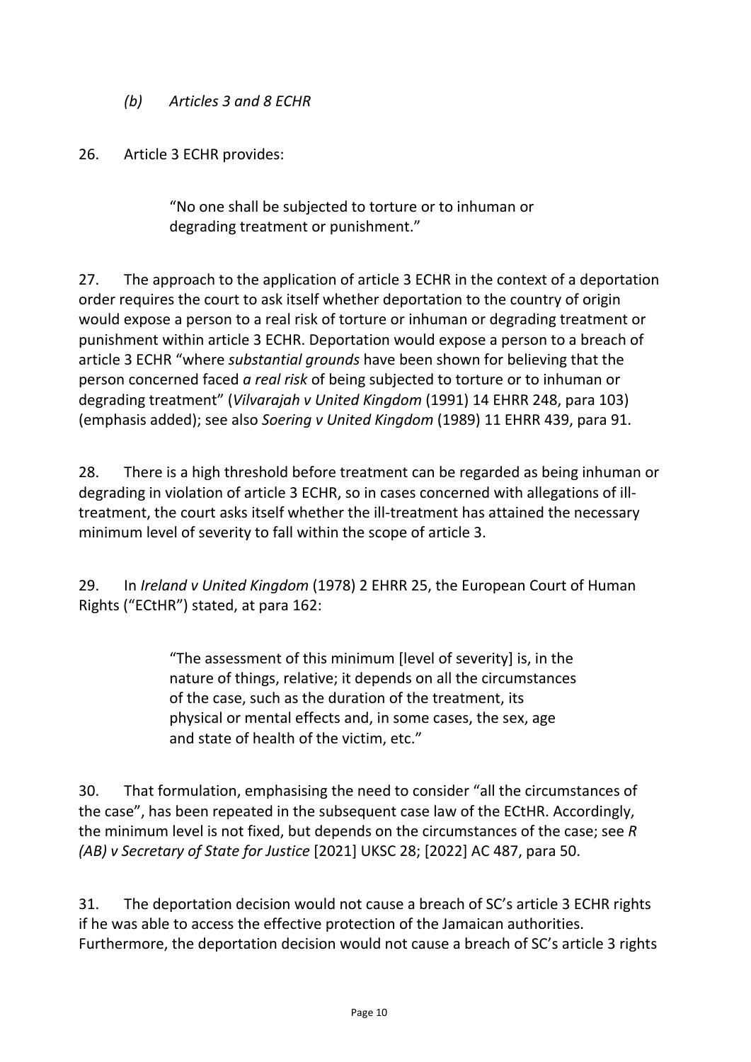*(b) Articles 3 and 8 ECHR*

26. Article 3 ECHR provides:

> "No one shall be subjected to torture or to inhuman or degrading treatment or punishment."

27. The approach to the application of article 3 ECHR in the context of a deportation order requires the court to ask itself whether deportation to the country of origin would expose a person to a real risk of torture or inhuman or degrading treatment or punishment within article 3 ECHR. Deportation would expose a person to a breach of article 3 ECHR "where *substantial grounds* have been shown for believing that the person concerned faced *a real risk* of being subjected to torture or to inhuman or degrading treatment" (*Vilvarajah v United Kingdom* (1991) 14 EHRR 248, para 103) (emphasis added); see also *Soering v United Kingdom* (1989) 11 EHRR 439, para 91.

28. There is a high threshold before treatment can be regarded as being inhuman or degrading in violation of article 3 ECHR, so in cases concerned with allegations of ill-treatment, the court asks itself whether the ill-treatment has attained the necessary minimum level of severity to fall within the scope of article 3.

29. In *Ireland v United Kingdom* (1978) 2 EHRR 25, the European Court of Human Rights ("ECtHR") stated, at para 162:

> "The assessment of this minimum [level of severity] is, in the nature of things, relative; it depends on all the circumstances of the case, such as the duration of the treatment, its physical or mental effects and, in some cases, the sex, age and state of health of the victim, etc."

30. That formulation, emphasising the need to consider "all the circumstances of the case", has been repeated in the subsequent case law of the ECtHR. Accordingly, the minimum level is not fixed, but depends on the circumstances of the case; see *R (AB) v Secretary of State for Justice* [2021] UKSC 28; [2022] AC 487, para 50.

31. The deportation decision would not cause a breach of SC's article 3 ECHR rights if he was able to access the effective protection of the Jamaican authorities. Furthermore, the deportation decision would not cause a breach of SC's article 3 rights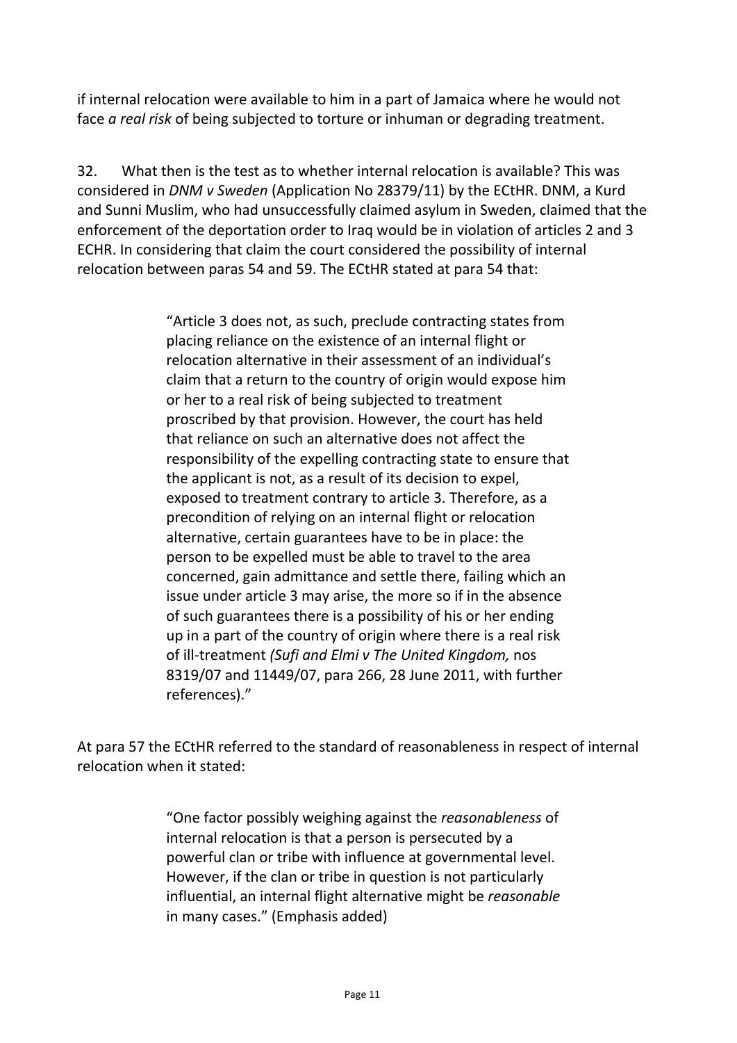if internal relocation were available to him in a part of Jamaica where he would not face *a real risk* of being subjected to torture or inhuman or degrading treatment.

32. What then is the test as to whether internal relocation is available? This was considered in *DNM v Sweden* (Application No 28379/11) by the ECtHR. DNM, a Kurd and Sunni Muslim, who had unsuccessfully claimed asylum in Sweden, claimed that the enforcement of the deportation order to Iraq would be in violation of articles 2 and 3 ECHR. In considering that claim the court considered the possibility of internal relocation between paras 54 and 59. The ECtHR stated at para 54 that:

> "Article 3 does not, as such, preclude contracting states from placing reliance on the existence of an internal flight or relocation alternative in their assessment of an individual's claim that a return to the country of origin would expose him or her to a real risk of being subjected to treatment proscribed by that provision. However, the court has held that reliance on such an alternative does not affect the responsibility of the expelling contracting state to ensure that the applicant is not, as a result of its decision to expel, exposed to treatment contrary to article 3. Therefore, as a precondition of relying on an internal flight or relocation alternative, certain guarantees have to be in place: the person to be expelled must be able to travel to the area concerned, gain admittance and settle there, failing which an issue under article 3 may arise, the more so if in the absence of such guarantees there is a possibility of his or her ending up in a part of the country of origin where there is a real risk of ill-treatment *(Sufi and Elmi v The United Kingdom,* nos 8319/07 and 11449/07, para 266, 28 June 2011, with further references)."

At para 57 the ECtHR referred to the standard of reasonableness in respect of internal relocation when it stated:

> "One factor possibly weighing against the *reasonableness* of internal relocation is that a person is persecuted by a powerful clan or tribe with influence at governmental level. However, if the clan or tribe in question is not particularly influential, an internal flight alternative might be *reasonable* in many cases." (Emphasis added)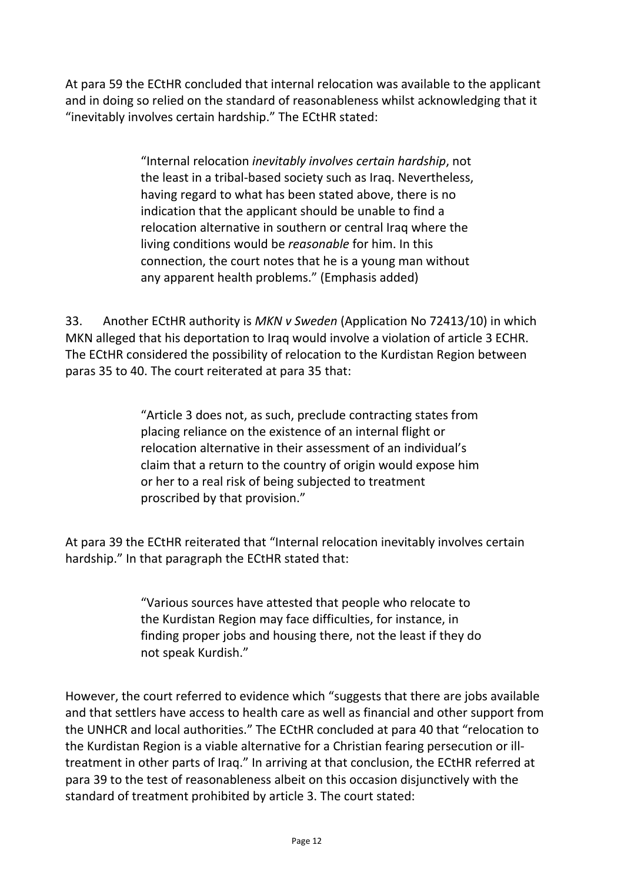At para 59 the ECtHR concluded that internal relocation was available to the applicant and in doing so relied on the standard of reasonableness whilst acknowledging that it "inevitably involves certain hardship." The ECtHR stated:

> "Internal relocation *inevitably involves certain hardship*, not the least in a tribal-based society such as Iraq. Nevertheless, having regard to what has been stated above, there is no indication that the applicant should be unable to find a relocation alternative in southern or central Iraq where the living conditions would be *reasonable* for him. In this connection, the court notes that he is a young man without any apparent health problems." (Emphasis added)

33. Another ECtHR authority is *MKN v Sweden* (Application No 72413/10) in which MKN alleged that his deportation to Iraq would involve a violation of article 3 ECHR. The ECtHR considered the possibility of relocation to the Kurdistan Region between paras 35 to 40. The court reiterated at para 35 that:

> "Article 3 does not, as such, preclude contracting states from placing reliance on the existence of an internal flight or relocation alternative in their assessment of an individual's claim that a return to the country of origin would expose him or her to a real risk of being subjected to treatment proscribed by that provision."

At para 39 the ECtHR reiterated that "Internal relocation inevitably involves certain hardship." In that paragraph the ECtHR stated that:

> "Various sources have attested that people who relocate to the Kurdistan Region may face difficulties, for instance, in finding proper jobs and housing there, not the least if they do not speak Kurdish."

However, the court referred to evidence which "suggests that there are jobs available and that settlers have access to health care as well as financial and other support from the UNHCR and local authorities." The ECtHR concluded at para 40 that "relocation to the Kurdistan Region is a viable alternative for a Christian fearing persecution or ill-treatment in other parts of Iraq." In arriving at that conclusion, the ECtHR referred at para 39 to the test of reasonableness albeit on this occasion disjunctively with the standard of treatment prohibited by article 3. The court stated: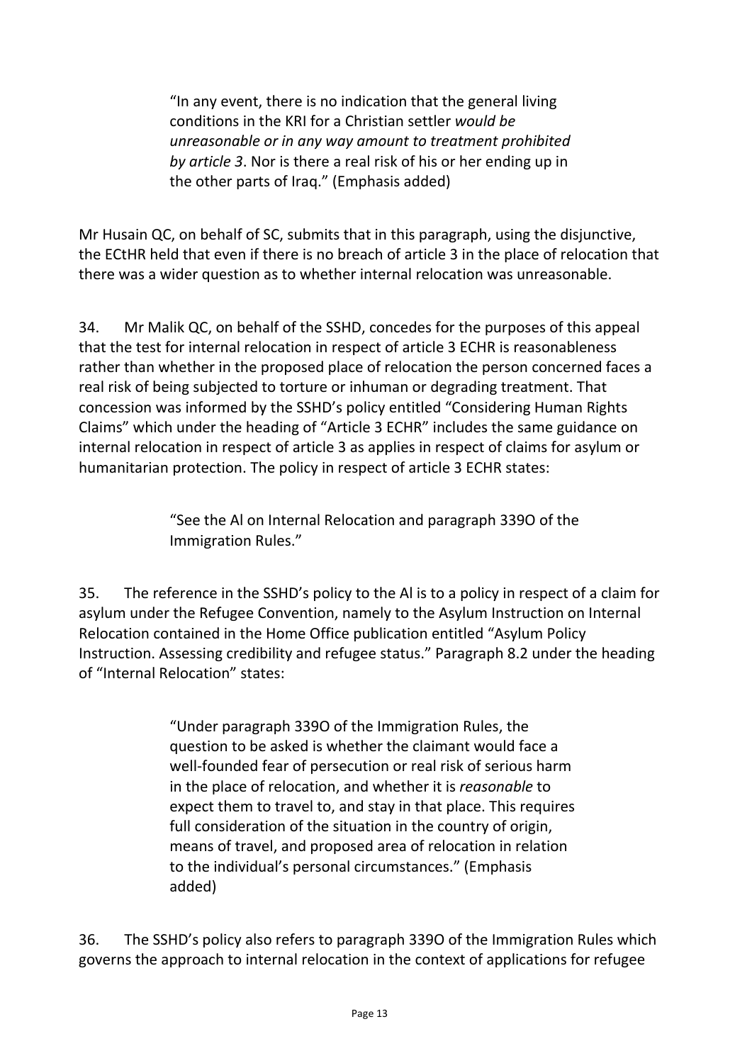> "In any event, there is no indication that the general living conditions in the KRI for a Christian settler *would be unreasonable or in any way amount to treatment prohibited by article 3*. Nor is there a real risk of his or her ending up in the other parts of Iraq." (Emphasis added)

Mr Husain QC, on behalf of SC, submits that in this paragraph, using the disjunctive, the ECtHR held that even if there is no breach of article 3 in the place of relocation that there was a wider question as to whether internal relocation was unreasonable.

34. Mr Malik QC, on behalf of the SSHD, concedes for the purposes of this appeal that the test for internal relocation in respect of article 3 ECHR is reasonableness rather than whether in the proposed place of relocation the person concerned faces a real risk of being subjected to torture or inhuman or degrading treatment. That concession was informed by the SSHD's policy entitled "Considering Human Rights Claims" which under the heading of "Article 3 ECHR" includes the same guidance on internal relocation in respect of article 3 as applies in respect of claims for asylum or humanitarian protection. The policy in respect of article 3 ECHR states:

> "See the AI on Internal Relocation and paragraph 339O of the Immigration Rules."

35. The reference in the SSHD's policy to the AI is to a policy in respect of a claim for asylum under the Refugee Convention, namely to the Asylum Instruction on Internal Relocation contained in the Home Office publication entitled "Asylum Policy Instruction. Assessing credibility and refugee status." Paragraph 8.2 under the heading of "Internal Relocation" states:

> "Under paragraph 339O of the Immigration Rules, the question to be asked is whether the claimant would face a well-founded fear of persecution or real risk of serious harm in the place of relocation, and whether it is *reasonable* to expect them to travel to, and stay in that place. This requires full consideration of the situation in the country of origin, means of travel, and proposed area of relocation in relation to the individual's personal circumstances." (Emphasis added)

36. The SSHD's policy also refers to paragraph 339O of the Immigration Rules which governs the approach to internal relocation in the context of applications for refugee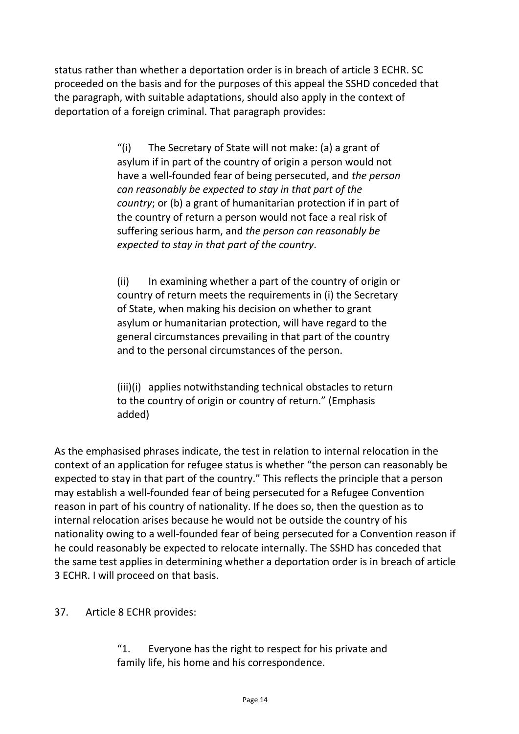status rather than whether a deportation order is in breach of article 3 ECHR. SC proceeded on the basis and for the purposes of this appeal the SSHD conceded that the paragraph, with suitable adaptations, should also apply in the context of deportation of a foreign criminal. That paragraph provides:

> "(i) The Secretary of State will not make: (a) a grant of asylum if in part of the country of origin a person would not have a well-founded fear of being persecuted, and *the person can reasonably be expected to stay in that part of the country*; or (b) a grant of humanitarian protection if in part of the country of return a person would not face a real risk of suffering serious harm, and *the person can reasonably be expected to stay in that part of the country*.
>
> (ii) In examining whether a part of the country of origin or country of return meets the requirements in (i) the Secretary of State, when making his decision on whether to grant asylum or humanitarian protection, will have regard to the general circumstances prevailing in that part of the country and to the personal circumstances of the person.
>
> (iii)(i) applies notwithstanding technical obstacles to return to the country of origin or country of return." (Emphasis added)

As the emphasised phrases indicate, the test in relation to internal relocation in the context of an application for refugee status is whether "the person can reasonably be expected to stay in that part of the country." This reflects the principle that a person may establish a well-founded fear of being persecuted for a Refugee Convention reason in part of his country of nationality. If he does so, then the question as to internal relocation arises because he would not be outside the country of his nationality owing to a well-founded fear of being persecuted for a Convention reason if he could reasonably be expected to relocate internally. The SSHD has conceded that the same test applies in determining whether a deportation order is in breach of article 3 ECHR. I will proceed on that basis.

37. Article 8 ECHR provides:

> "1. Everyone has the right to respect for his private and family life, his home and his correspondence.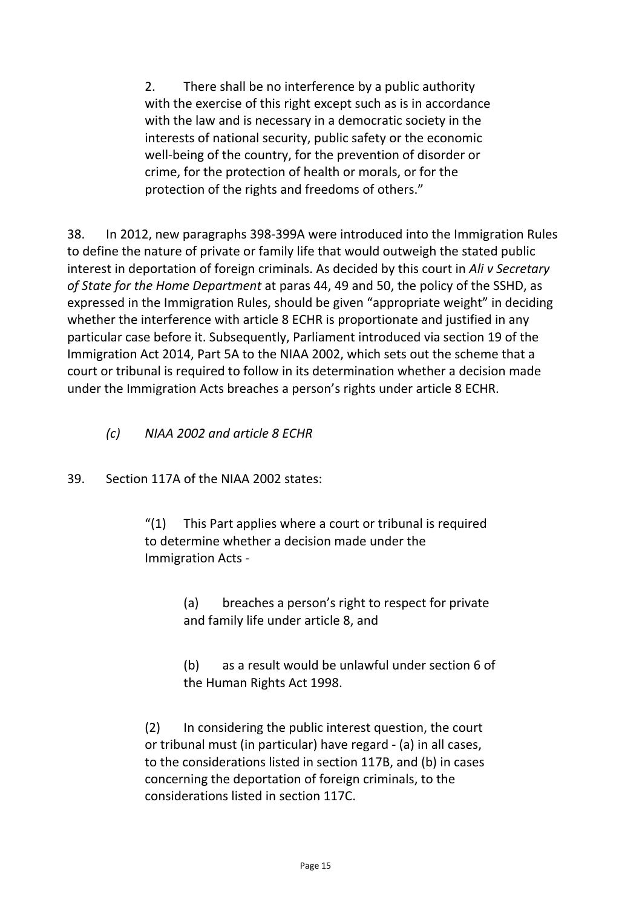> 2. There shall be no interference by a public authority with the exercise of this right except such as is in accordance with the law and is necessary in a democratic society in the interests of national security, public safety or the economic well-being of the country, for the prevention of disorder or crime, for the protection of health or morals, or for the protection of the rights and freedoms of others."

38. In 2012, new paragraphs 398-399A were introduced into the Immigration Rules to define the nature of private or family life that would outweigh the stated public interest in deportation of foreign criminals. As decided by this court in *Ali v Secretary of State for the Home Department* at paras 44, 49 and 50, the policy of the SSHD, as expressed in the Immigration Rules, should be given "appropriate weight" in deciding whether the interference with article 8 ECHR is proportionate and justified in any particular case before it. Subsequently, Parliament introduced via section 19 of the Immigration Act 2014, Part 5A to the NIAA 2002, which sets out the scheme that a court or tribunal is required to follow in its determination whether a decision made under the Immigration Acts breaches a person's rights under article 8 ECHR.

*(c) NIAA 2002 and article 8 ECHR*

39. Section 117A of the NIAA 2002 states:

> "(1) This Part applies where a court or tribunal is required to determine whether a decision made under the Immigration Acts -
>
> > (a) breaches a person's right to respect for private and family life under article 8, and
> >
> > (b) as a result would be unlawful under section 6 of the Human Rights Act 1998.
>
> (2) In considering the public interest question, the court or tribunal must (in particular) have regard - (a) in all cases, to the considerations listed in section 117B, and (b) in cases concerning the deportation of foreign criminals, to the considerations listed in section 117C.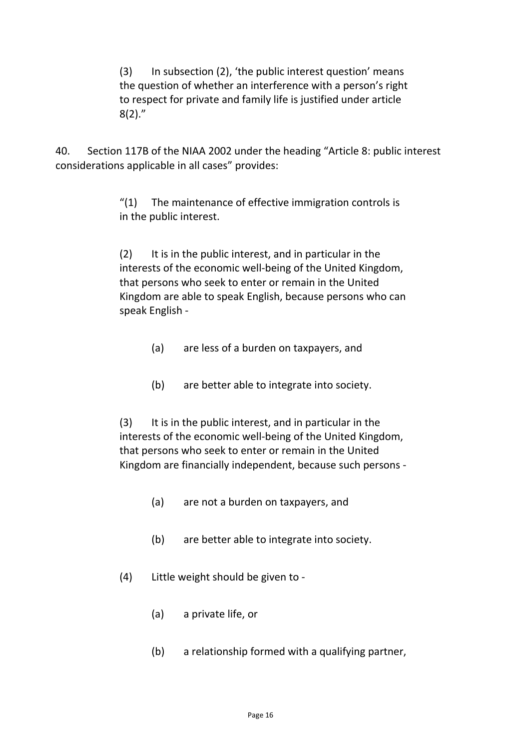> (3) In subsection (2), 'the public interest question' means the question of whether an interference with a person's right to respect for private and family life is justified under article 8(2)."

40. Section 117B of the NIAA 2002 under the heading "Article 8: public interest considerations applicable in all cases" provides:

> "(1) The maintenance of effective immigration controls is in the public interest.
>
> (2) It is in the public interest, and in particular in the interests of the economic well-being of the United Kingdom, that persons who seek to enter or remain in the United Kingdom are able to speak English, because persons who can speak English -
>
> > (a) are less of a burden on taxpayers, and
> >
> > (b) are better able to integrate into society.
>
> (3) It is in the public interest, and in particular in the interests of the economic well-being of the United Kingdom, that persons who seek to enter or remain in the United Kingdom are financially independent, because such persons -
>
> > (a) are not a burden on taxpayers, and
> >
> > (b) are better able to integrate into society.
>
> (4) Little weight should be given to -
>
> > (a) a private life, or
> >
> > (b) a relationship formed with a qualifying partner,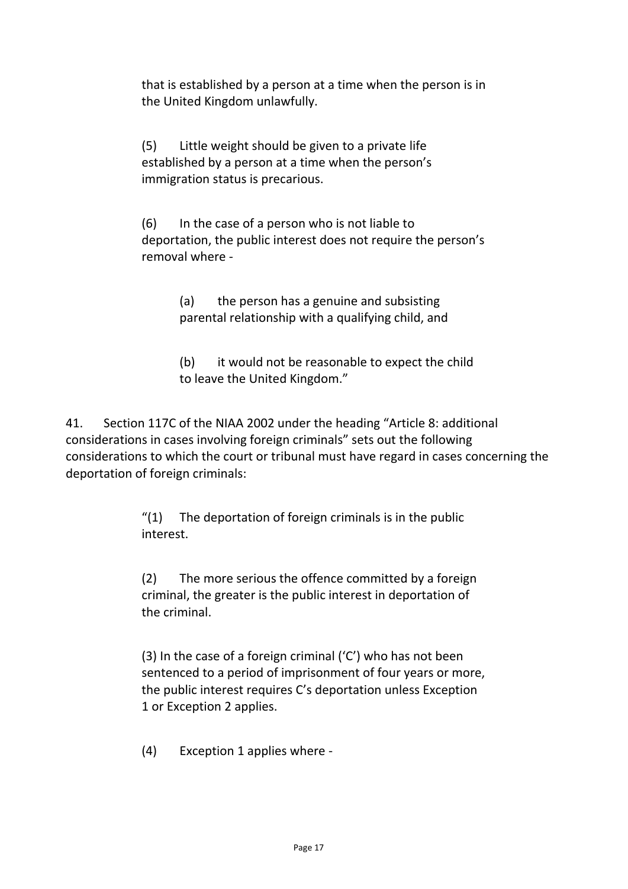that is established by a person at a time when the person is in the United Kingdom unlawfully.

> (5) Little weight should be given to a private life established by a person at a time when the person's immigration status is precarious.
>
> (6) In the case of a person who is not liable to deportation, the public interest does not require the person's removal where -
>
> > (a) the person has a genuine and subsisting parental relationship with a qualifying child, and
> >
> > (b) it would not be reasonable to expect the child to leave the United Kingdom."

41. Section 117C of the NIAA 2002 under the heading "Article 8: additional considerations in cases involving foreign criminals" sets out the following considerations to which the court or tribunal must have regard in cases concerning the deportation of foreign criminals:

> "(1) The deportation of foreign criminals is in the public interest.
>
> (2) The more serious the offence committed by a foreign criminal, the greater is the public interest in deportation of the criminal.
>
> (3) In the case of a foreign criminal ('C') who has not been sentenced to a period of imprisonment of four years or more, the public interest requires C's deportation unless Exception 1 or Exception 2 applies.
>
> (4) Exception 1 applies where -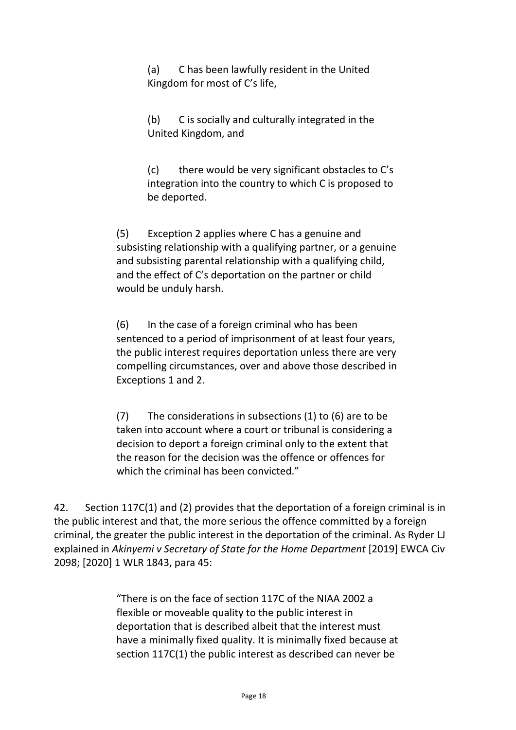> (a) C has been lawfully resident in the United Kingdom for most of C's life,
>
> (b) C is socially and culturally integrated in the United Kingdom, and
>
> (c) there would be very significant obstacles to C's integration into the country to which C is proposed to be deported.
>
> (5) Exception 2 applies where C has a genuine and subsisting relationship with a qualifying partner, or a genuine and subsisting parental relationship with a qualifying child, and the effect of C's deportation on the partner or child would be unduly harsh.
>
> (6) In the case of a foreign criminal who has been sentenced to a period of imprisonment of at least four years, the public interest requires deportation unless there are very compelling circumstances, over and above those described in Exceptions 1 and 2.
>
> (7) The considerations in subsections (1) to (6) are to be taken into account where a court or tribunal is considering a decision to deport a foreign criminal only to the extent that the reason for the decision was the offence or offences for which the criminal has been convicted."

42. Section 117C(1) and (2) provides that the deportation of a foreign criminal is in the public interest and that, the more serious the offence committed by a foreign criminal, the greater the public interest in the deportation of the criminal. As Ryder LJ explained in *Akinyemi v Secretary of State for the Home Department* [2019] EWCA Civ 2098; [2020] 1 WLR 1843, para 45:

> "There is on the face of section 117C of the NIAA 2002 a flexible or moveable quality to the public interest in deportation that is described albeit that the interest must have a minimally fixed quality. It is minimally fixed because at section 117C(1) the public interest as described can never be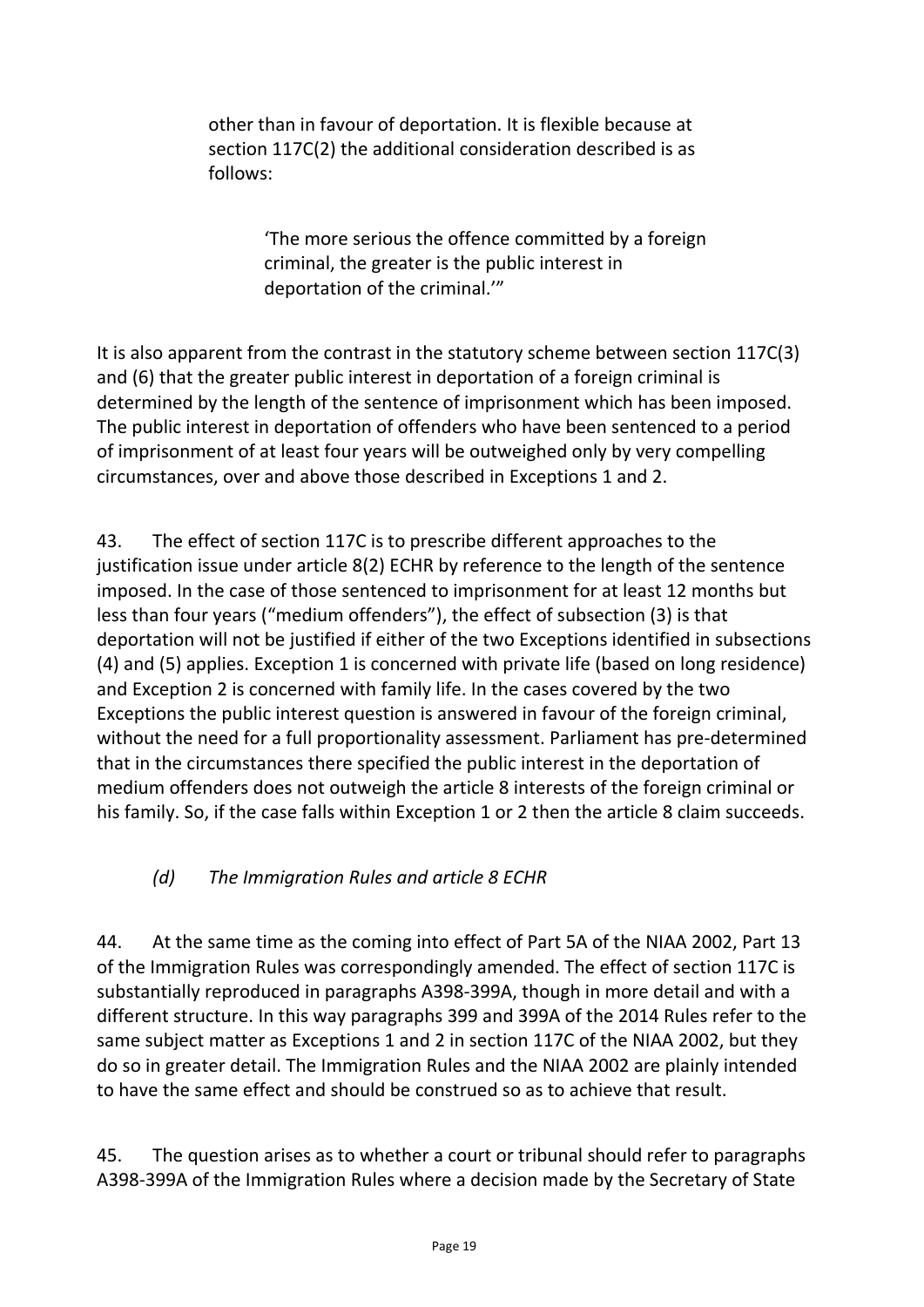other than in favour of deportation. It is flexible because at section 117C(2) the additional consideration described is as follows:

> 'The more serious the offence committed by a foreign criminal, the greater is the public interest in deportation of the criminal.'"

It is also apparent from the contrast in the statutory scheme between section 117C(3) and (6) that the greater public interest in deportation of a foreign criminal is determined by the length of the sentence of imprisonment which has been imposed. The public interest in deportation of offenders who have been sentenced to a period of imprisonment of at least four years will be outweighed only by very compelling circumstances, over and above those described in Exceptions 1 and 2.

43. The effect of section 117C is to prescribe different approaches to the justification issue under article 8(2) ECHR by reference to the length of the sentence imposed. In the case of those sentenced to imprisonment for at least 12 months but less than four years ("medium offenders"), the effect of subsection (3) is that deportation will not be justified if either of the two Exceptions identified in subsections (4) and (5) applies. Exception 1 is concerned with private life (based on long residence) and Exception 2 is concerned with family life. In the cases covered by the two Exceptions the public interest question is answered in favour of the foreign criminal, without the need for a full proportionality assessment. Parliament has pre-determined that in the circumstances there specified the public interest in the deportation of medium offenders does not outweigh the article 8 interests of the foreign criminal or his family. So, if the case falls within Exception 1 or 2 then the article 8 claim succeeds.

### *(d) The Immigration Rules and article 8 ECHR*

44. At the same time as the coming into effect of Part 5A of the NIAA 2002, Part 13 of the Immigration Rules was correspondingly amended. The effect of section 117C is substantially reproduced in paragraphs A398-399A, though in more detail and with a different structure. In this way paragraphs 399 and 399A of the 2014 Rules refer to the same subject matter as Exceptions 1 and 2 in section 117C of the NIAA 2002, but they do so in greater detail. The Immigration Rules and the NIAA 2002 are plainly intended to have the same effect and should be construed so as to achieve that result.

45. The question arises as to whether a court or tribunal should refer to paragraphs A398-399A of the Immigration Rules where a decision made by the Secretary of State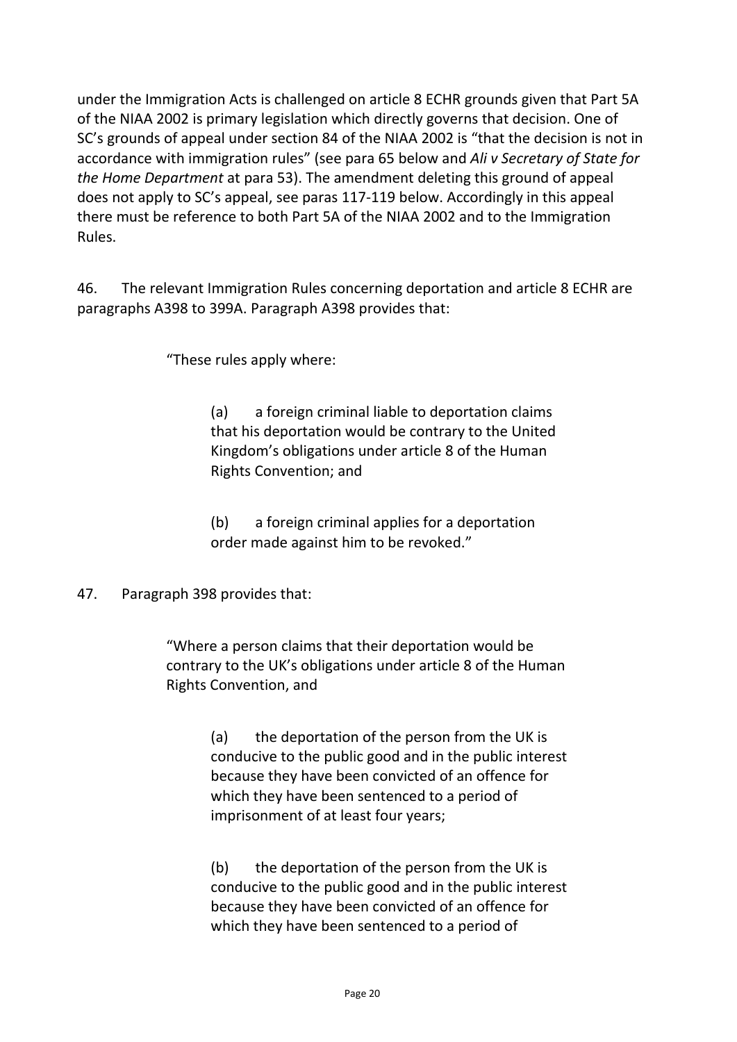under the Immigration Acts is challenged on article 8 ECHR grounds given that Part 5A of the NIAA 2002 is primary legislation which directly governs that decision. One of SC's grounds of appeal under section 84 of the NIAA 2002 is "that the decision is not in accordance with immigration rules" (see para 65 below and *Ali v Secretary of State for the Home Department* at para 53). The amendment deleting this ground of appeal does not apply to SC's appeal, see paras 117-119 below. Accordingly in this appeal there must be reference to both Part 5A of the NIAA 2002 and to the Immigration Rules.

46. The relevant Immigration Rules concerning deportation and article 8 ECHR are paragraphs A398 to 399A. Paragraph A398 provides that:

> "These rules apply where:
>
> > (a) a foreign criminal liable to deportation claims that his deportation would be contrary to the United Kingdom's obligations under article 8 of the Human Rights Convention; and
> >
> > (b) a foreign criminal applies for a deportation order made against him to be revoked."

47. Paragraph 398 provides that:

> "Where a person claims that their deportation would be contrary to the UK's obligations under article 8 of the Human Rights Convention, and
>
> > (a) the deportation of the person from the UK is conducive to the public good and in the public interest because they have been convicted of an offence for which they have been sentenced to a period of imprisonment of at least four years;
> >
> > (b) the deportation of the person from the UK is conducive to the public good and in the public interest because they have been convicted of an offence for which they have been sentenced to a period of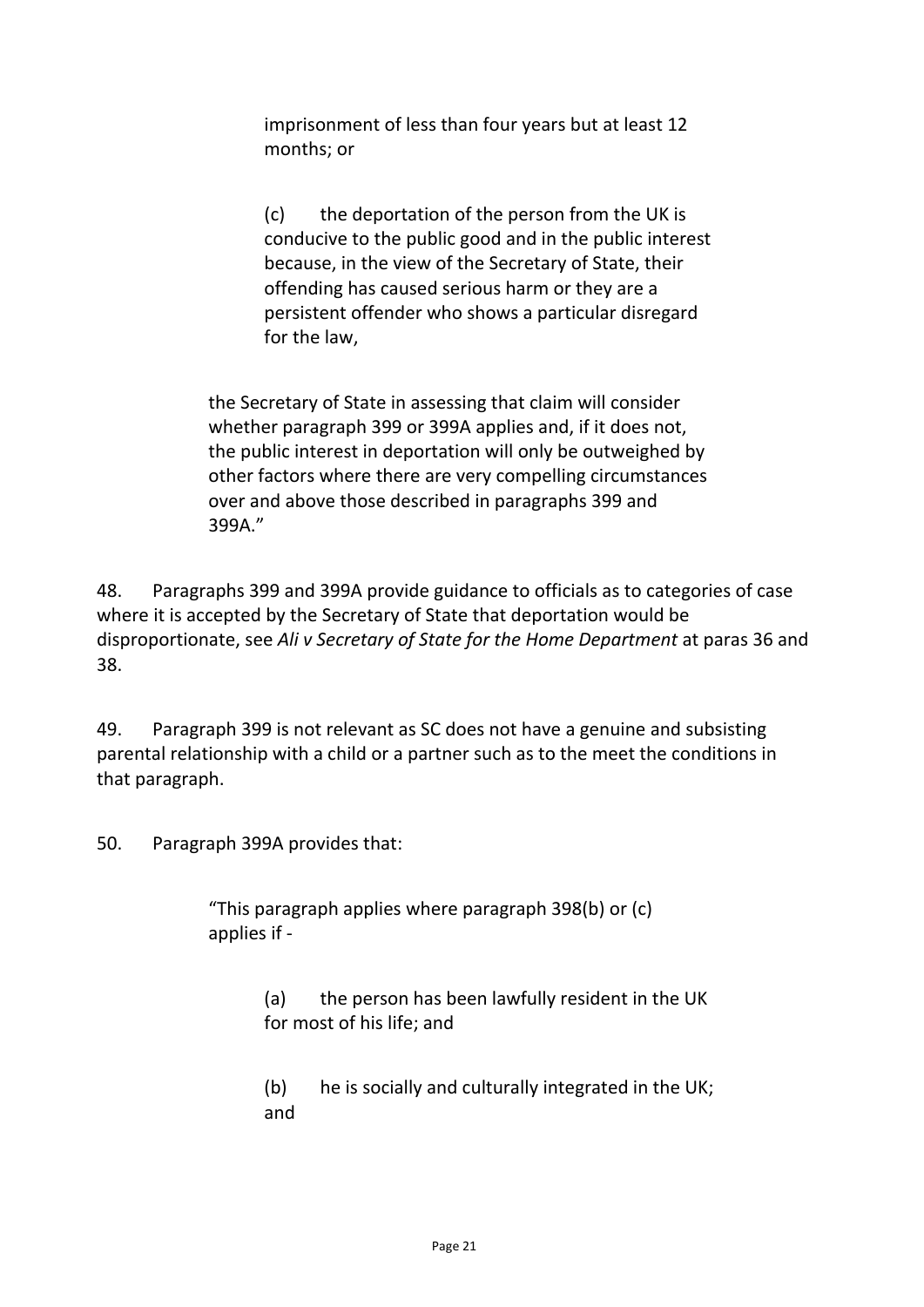> imprisonment of less than four years but at least 12 months; or
>
> (c) the deportation of the person from the UK is conducive to the public good and in the public interest because, in the view of the Secretary of State, their offending has caused serious harm or they are a persistent offender who shows a particular disregard for the law,
>
> the Secretary of State in assessing that claim will consider whether paragraph 399 or 399A applies and, if it does not, the public interest in deportation will only be outweighed by other factors where there are very compelling circumstances over and above those described in paragraphs 399 and 399A."

48. Paragraphs 399 and 399A provide guidance to officials as to categories of case where it is accepted by the Secretary of State that deportation would be disproportionate, see *Ali v Secretary of State for the Home Department* at paras 36 and 38.

49. Paragraph 399 is not relevant as SC does not have a genuine and subsisting parental relationship with a child or a partner such as to the meet the conditions in that paragraph.

50. Paragraph 399A provides that:

> "This paragraph applies where paragraph 398(b) or (c) applies if -
>
> (a) the person has been lawfully resident in the UK for most of his life; and
>
> (b) he is socially and culturally integrated in the UK; and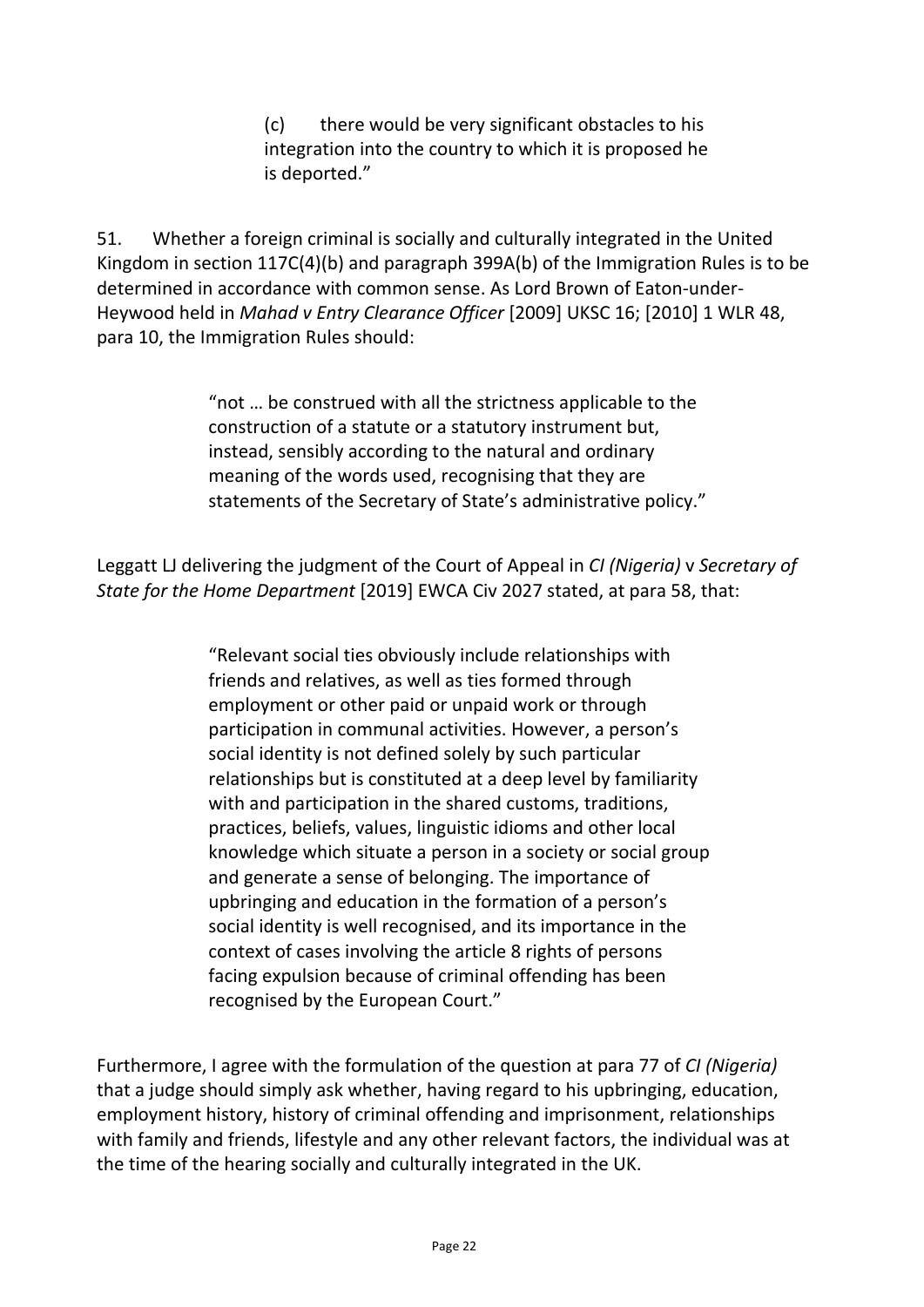> (c) there would be very significant obstacles to his integration into the country to which it is proposed he is deported."

51. Whether a foreign criminal is socially and culturally integrated in the United Kingdom in section 117C(4)(b) and paragraph 399A(b) of the Immigration Rules is to be determined in accordance with common sense. As Lord Brown of Eaton-under-Heywood held in *Mahad v Entry Clearance Officer* [2009] UKSC 16; [2010] 1 WLR 48, para 10, the Immigration Rules should:

> "not … be construed with all the strictness applicable to the construction of a statute or a statutory instrument but, instead, sensibly according to the natural and ordinary meaning of the words used, recognising that they are statements of the Secretary of State's administrative policy."

Leggatt LJ delivering the judgment of the Court of Appeal in *CI (Nigeria)* v *Secretary of State for the Home Department* [2019] EWCA Civ 2027 stated, at para 58, that:

> "Relevant social ties obviously include relationships with friends and relatives, as well as ties formed through employment or other paid or unpaid work or through participation in communal activities. However, a person's social identity is not defined solely by such particular relationships but is constituted at a deep level by familiarity with and participation in the shared customs, traditions, practices, beliefs, values, linguistic idioms and other local knowledge which situate a person in a society or social group and generate a sense of belonging. The importance of upbringing and education in the formation of a person's social identity is well recognised, and its importance in the context of cases involving the article 8 rights of persons facing expulsion because of criminal offending has been recognised by the European Court."

Furthermore, I agree with the formulation of the question at para 77 of *CI (Nigeria)* that a judge should simply ask whether, having regard to his upbringing, education, employment history, history of criminal offending and imprisonment, relationships with family and friends, lifestyle and any other relevant factors, the individual was at the time of the hearing socially and culturally integrated in the UK.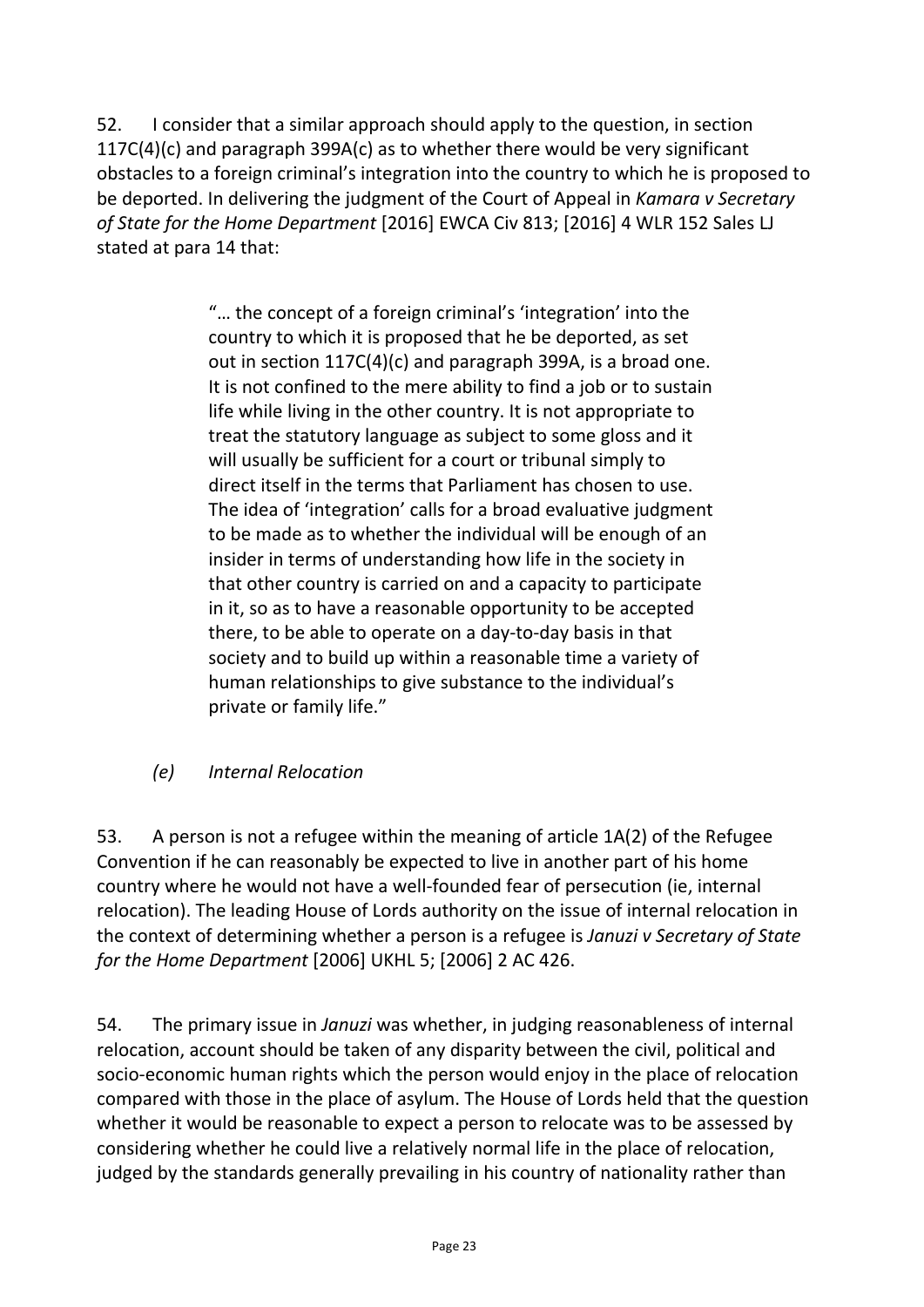52. I consider that a similar approach should apply to the question, in section 117C(4)(c) and paragraph 399A(c) as to whether there would be very significant obstacles to a foreign criminal's integration into the country to which he is proposed to be deported. In delivering the judgment of the Court of Appeal in *Kamara v Secretary of State for the Home Department* [2016] EWCA Civ 813; [2016] 4 WLR 152 Sales LJ stated at para 14 that:

> "… the concept of a foreign criminal's 'integration' into the country to which it is proposed that he be deported, as set out in section 117C(4)(c) and paragraph 399A, is a broad one. It is not confined to the mere ability to find a job or to sustain life while living in the other country. It is not appropriate to treat the statutory language as subject to some gloss and it will usually be sufficient for a court or tribunal simply to direct itself in the terms that Parliament has chosen to use. The idea of 'integration' calls for a broad evaluative judgment to be made as to whether the individual will be enough of an insider in terms of understanding how life in the society in that other country is carried on and a capacity to participate in it, so as to have a reasonable opportunity to be accepted there, to be able to operate on a day-to-day basis in that society and to build up within a reasonable time a variety of human relationships to give substance to the individual's private or family life."

### *(e) Internal Relocation*

53. A person is not a refugee within the meaning of article 1A(2) of the Refugee Convention if he can reasonably be expected to live in another part of his home country where he would not have a well-founded fear of persecution (ie, internal relocation). The leading House of Lords authority on the issue of internal relocation in the context of determining whether a person is a refugee is *Januzi v Secretary of State for the Home Department* [2006] UKHL 5; [2006] 2 AC 426.

54. The primary issue in *Januzi* was whether, in judging reasonableness of internal relocation, account should be taken of any disparity between the civil, political and socio-economic human rights which the person would enjoy in the place of relocation compared with those in the place of asylum. The House of Lords held that the question whether it would be reasonable to expect a person to relocate was to be assessed by considering whether he could live a relatively normal life in the place of relocation, judged by the standards generally prevailing in his country of nationality rather than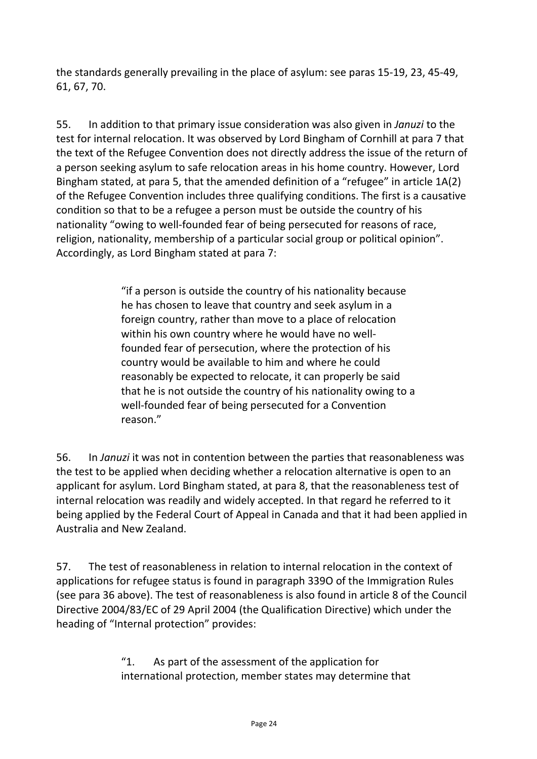the standards generally prevailing in the place of asylum: see paras 15-19, 23, 45-49, 61, 67, 70.

55. In addition to that primary issue consideration was also given in *Januzi* to the test for internal relocation. It was observed by Lord Bingham of Cornhill at para 7 that the text of the Refugee Convention does not directly address the issue of the return of a person seeking asylum to safe relocation areas in his home country. However, Lord Bingham stated, at para 5, that the amended definition of a "refugee" in article 1A(2) of the Refugee Convention includes three qualifying conditions. The first is a causative condition so that to be a refugee a person must be outside the country of his nationality "owing to well-founded fear of being persecuted for reasons of race, religion, nationality, membership of a particular social group or political opinion". Accordingly, as Lord Bingham stated at para 7:

> "if a person is outside the country of his nationality because he has chosen to leave that country and seek asylum in a foreign country, rather than move to a place of relocation within his own country where he would have no well-founded fear of persecution, where the protection of his country would be available to him and where he could reasonably be expected to relocate, it can properly be said that he is not outside the country of his nationality owing to a well-founded fear of being persecuted for a Convention reason."

56. In *Januzi* it was not in contention between the parties that reasonableness was the test to be applied when deciding whether a relocation alternative is open to an applicant for asylum. Lord Bingham stated, at para 8, that the reasonableness test of internal relocation was readily and widely accepted. In that regard he referred to it being applied by the Federal Court of Appeal in Canada and that it had been applied in Australia and New Zealand.

57. The test of reasonableness in relation to internal relocation in the context of applications for refugee status is found in paragraph 339O of the Immigration Rules (see para 36 above). The test of reasonableness is also found in article 8 of the Council Directive 2004/83/EC of 29 April 2004 (the Qualification Directive) which under the heading of "Internal protection" provides:

> "1. As part of the assessment of the application for international protection, member states may determine that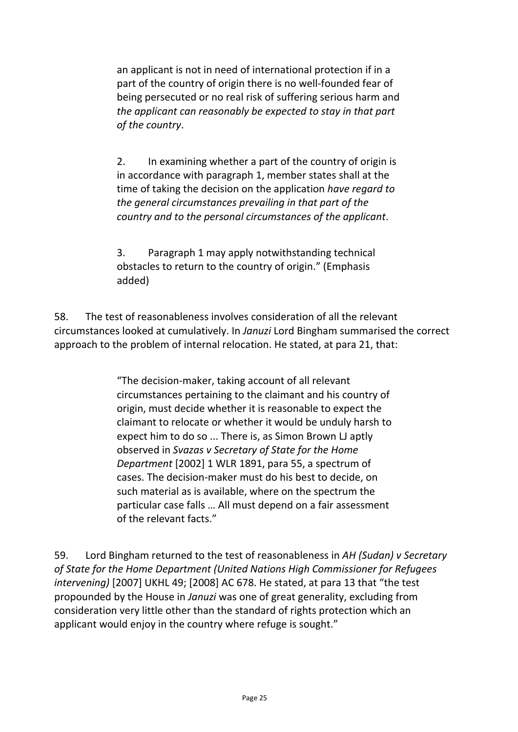> an applicant is not in need of international protection if in a part of the country of origin there is no well-founded fear of being persecuted or no real risk of suffering serious harm and *the applicant can reasonably be expected to stay in that part of the country*.
>
> 2. In examining whether a part of the country of origin is in accordance with paragraph 1, member states shall at the time of taking the decision on the application *have regard to the general circumstances prevailing in that part of the country and to the personal circumstances of the applicant*.
>
> 3. Paragraph 1 may apply notwithstanding technical obstacles to return to the country of origin." (Emphasis added)

58. The test of reasonableness involves consideration of all the relevant circumstances looked at cumulatively. In *Januzi* Lord Bingham summarised the correct approach to the problem of internal relocation. He stated, at para 21, that:

> "The decision-maker, taking account of all relevant circumstances pertaining to the claimant and his country of origin, must decide whether it is reasonable to expect the claimant to relocate or whether it would be unduly harsh to expect him to do so ... There is, as Simon Brown LJ aptly observed in *Svazas v Secretary of State for the Home Department* [2002] 1 WLR 1891, para 55, a spectrum of cases. The decision-maker must do his best to decide, on such material as is available, where on the spectrum the particular case falls … All must depend on a fair assessment of the relevant facts."

59. Lord Bingham returned to the test of reasonableness in *AH (Sudan) v Secretary of State for the Home Department (United Nations High Commissioner for Refugees intervening)* [2007] UKHL 49; [2008] AC 678. He stated, at para 13 that "the test propounded by the House in *Januzi* was one of great generality, excluding from consideration very little other than the standard of rights protection which an applicant would enjoy in the country where refuge is sought."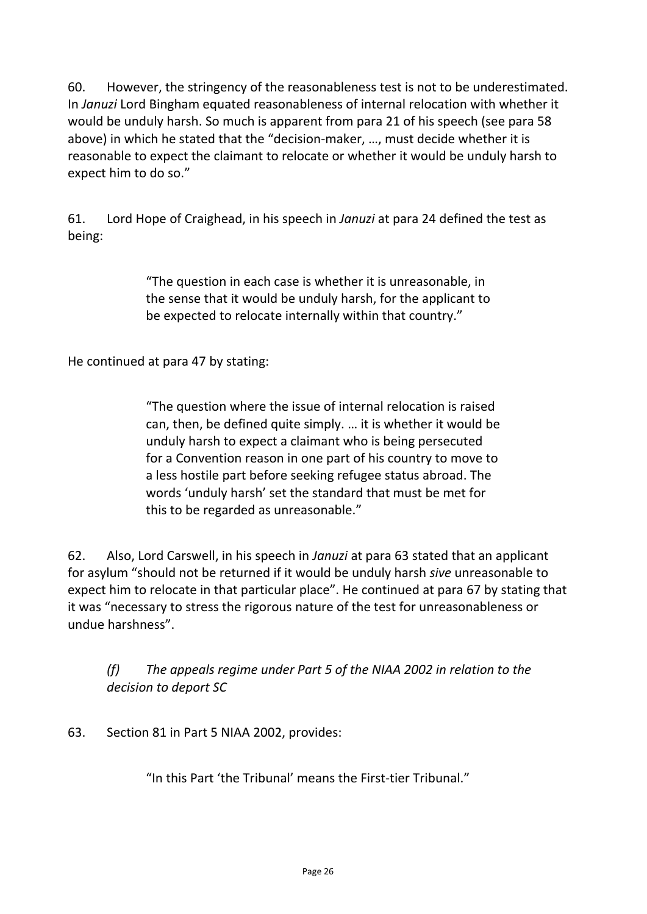60. However, the stringency of the reasonableness test is not to be underestimated. In *Januzi* Lord Bingham equated reasonableness of internal relocation with whether it would be unduly harsh. So much is apparent from para 21 of his speech (see para 58 above) in which he stated that the "decision-maker, …, must decide whether it is reasonable to expect the claimant to relocate or whether it would be unduly harsh to expect him to do so."

61. Lord Hope of Craighead, in his speech in *Januzi* at para 24 defined the test as being:

> "The question in each case is whether it is unreasonable, in the sense that it would be unduly harsh, for the applicant to be expected to relocate internally within that country."

He continued at para 47 by stating:

> "The question where the issue of internal relocation is raised can, then, be defined quite simply. … it is whether it would be unduly harsh to expect a claimant who is being persecuted for a Convention reason in one part of his country to move to a less hostile part before seeking refugee status abroad. The words 'unduly harsh' set the standard that must be met for this to be regarded as unreasonable."

62. Also, Lord Carswell, in his speech in *Januzi* at para 63 stated that an applicant for asylum "should not be returned if it would be unduly harsh *sive* unreasonable to expect him to relocate in that particular place". He continued at para 67 by stating that it was "necessary to stress the rigorous nature of the test for unreasonableness or undue harshness".

*(f) The appeals regime under Part 5 of the NIAA 2002 in relation to the decision to deport SC*

63. Section 81 in Part 5 NIAA 2002, provides:

> "In this Part 'the Tribunal' means the First-tier Tribunal."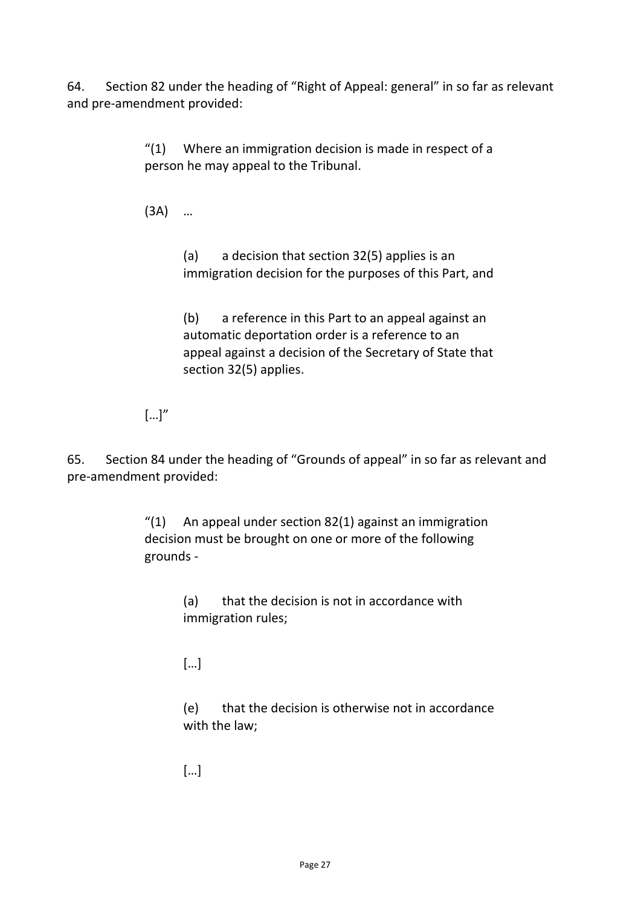64. Section 82 under the heading of "Right of Appeal: general" in so far as relevant and pre-amendment provided:

> "(1) Where an immigration decision is made in respect of a person he may appeal to the Tribunal.
>
> (3A) …
>
> > (a) a decision that section 32(5) applies is an immigration decision for the purposes of this Part, and
> >
> > (b) a reference in this Part to an appeal against an automatic deportation order is a reference to an appeal against a decision of the Secretary of State that section 32(5) applies.
>
> […]"

65. Section 84 under the heading of "Grounds of appeal" in so far as relevant and pre-amendment provided:

> "(1) An appeal under section 82(1) against an immigration decision must be brought on one or more of the following grounds -
>
> > (a) that the decision is not in accordance with immigration rules;
> >
> > […]
> >
> > (e) that the decision is otherwise not in accordance with the law;
> >
> > […]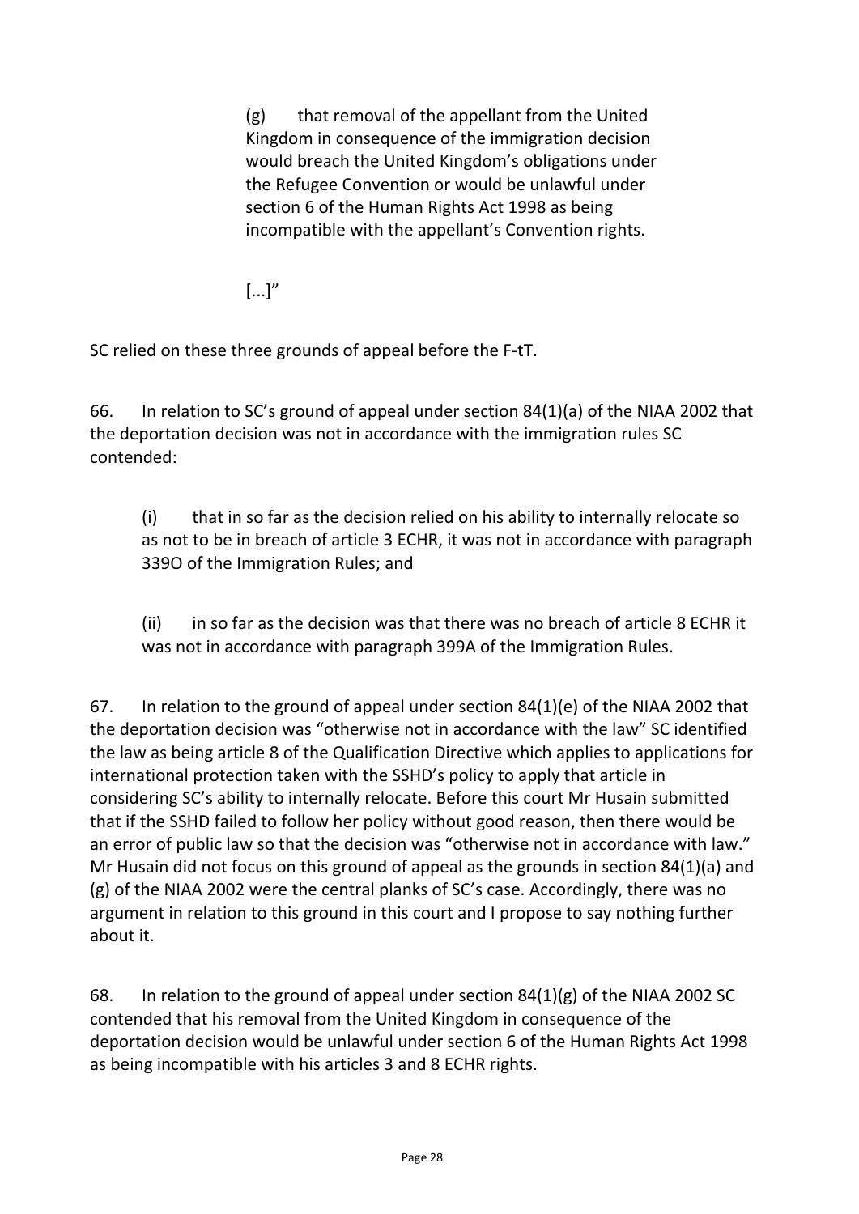> (g) that removal of the appellant from the United Kingdom in consequence of the immigration decision would breach the United Kingdom's obligations under the Refugee Convention or would be unlawful under section 6 of the Human Rights Act 1998 as being incompatible with the appellant's Convention rights.
>
> [...]"

SC relied on these three grounds of appeal before the F-tT.

66. In relation to SC's ground of appeal under section 84(1)(a) of the NIAA 2002 that the deportation decision was not in accordance with the immigration rules SC contended:

(i) that in so far as the decision relied on his ability to internally relocate so as not to be in breach of article 3 ECHR, it was not in accordance with paragraph 339O of the Immigration Rules; and

(ii) in so far as the decision was that there was no breach of article 8 ECHR it was not in accordance with paragraph 399A of the Immigration Rules.

67. In relation to the ground of appeal under section 84(1)(e) of the NIAA 2002 that the deportation decision was "otherwise not in accordance with the law" SC identified the law as being article 8 of the Qualification Directive which applies to applications for international protection taken with the SSHD's policy to apply that article in considering SC's ability to internally relocate. Before this court Mr Husain submitted that if the SSHD failed to follow her policy without good reason, then there would be an error of public law so that the decision was "otherwise not in accordance with law." Mr Husain did not focus on this ground of appeal as the grounds in section 84(1)(a) and (g) of the NIAA 2002 were the central planks of SC's case. Accordingly, there was no argument in relation to this ground in this court and I propose to say nothing further about it.

68. In relation to the ground of appeal under section 84(1)(g) of the NIAA 2002 SC contended that his removal from the United Kingdom in consequence of the deportation decision would be unlawful under section 6 of the Human Rights Act 1998 as being incompatible with his articles 3 and 8 ECHR rights.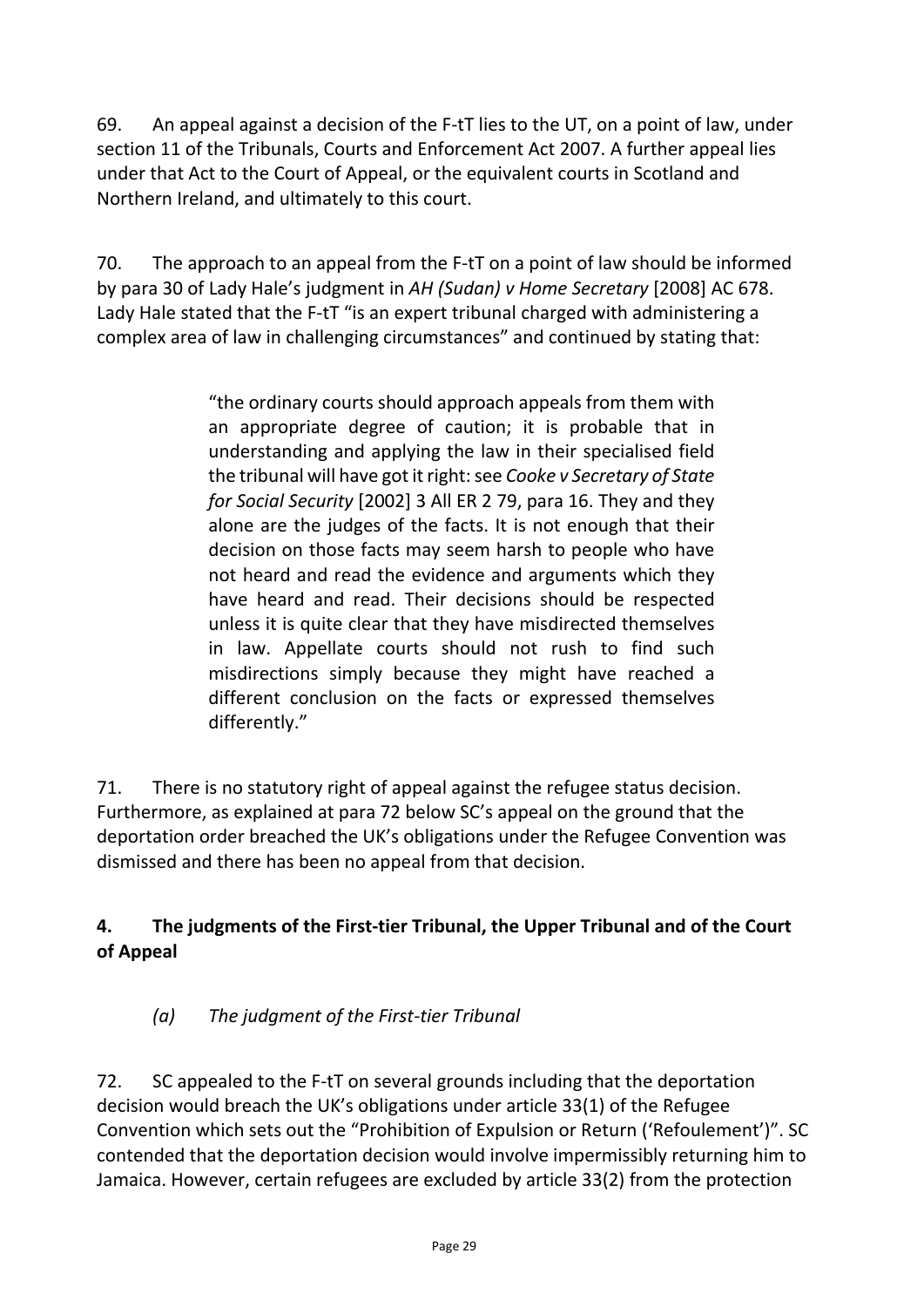69. An appeal against a decision of the F-tT lies to the UT, on a point of law, under section 11 of the Tribunals, Courts and Enforcement Act 2007. A further appeal lies under that Act to the Court of Appeal, or the equivalent courts in Scotland and Northern Ireland, and ultimately to this court.

70. The approach to an appeal from the F-tT on a point of law should be informed by para 30 of Lady Hale's judgment in *AH (Sudan) v Home Secretary* [2008] AC 678. Lady Hale stated that the F-tT "is an expert tribunal charged with administering a complex area of law in challenging circumstances" and continued by stating that:

> "the ordinary courts should approach appeals from them with an appropriate degree of caution; it is probable that in understanding and applying the law in their specialised field the tribunal will have got it right: see *Cooke v Secretary of State for Social Security* [2002] 3 All ER 2 79, para 16. They and they alone are the judges of the facts. It is not enough that their decision on those facts may seem harsh to people who have not heard and read the evidence and arguments which they have heard and read. Their decisions should be respected unless it is quite clear that they have misdirected themselves in law. Appellate courts should not rush to find such misdirections simply because they might have reached a different conclusion on the facts or expressed themselves differently."

71. There is no statutory right of appeal against the refugee status decision. Furthermore, as explained at para 72 below SC's appeal on the ground that the deportation order breached the UK's obligations under the Refugee Convention was dismissed and there has been no appeal from that decision.

## 4. The judgments of the First-tier Tribunal, the Upper Tribunal and of the Court of Appeal

### *(a) The judgment of the First-tier Tribunal*

72. SC appealed to the F-tT on several grounds including that the deportation decision would breach the UK's obligations under article 33(1) of the Refugee Convention which sets out the "Prohibition of Expulsion or Return ('Refoulement')". SC contended that the deportation decision would involve impermissibly returning him to Jamaica. However, certain refugees are excluded by article 33(2) from the protection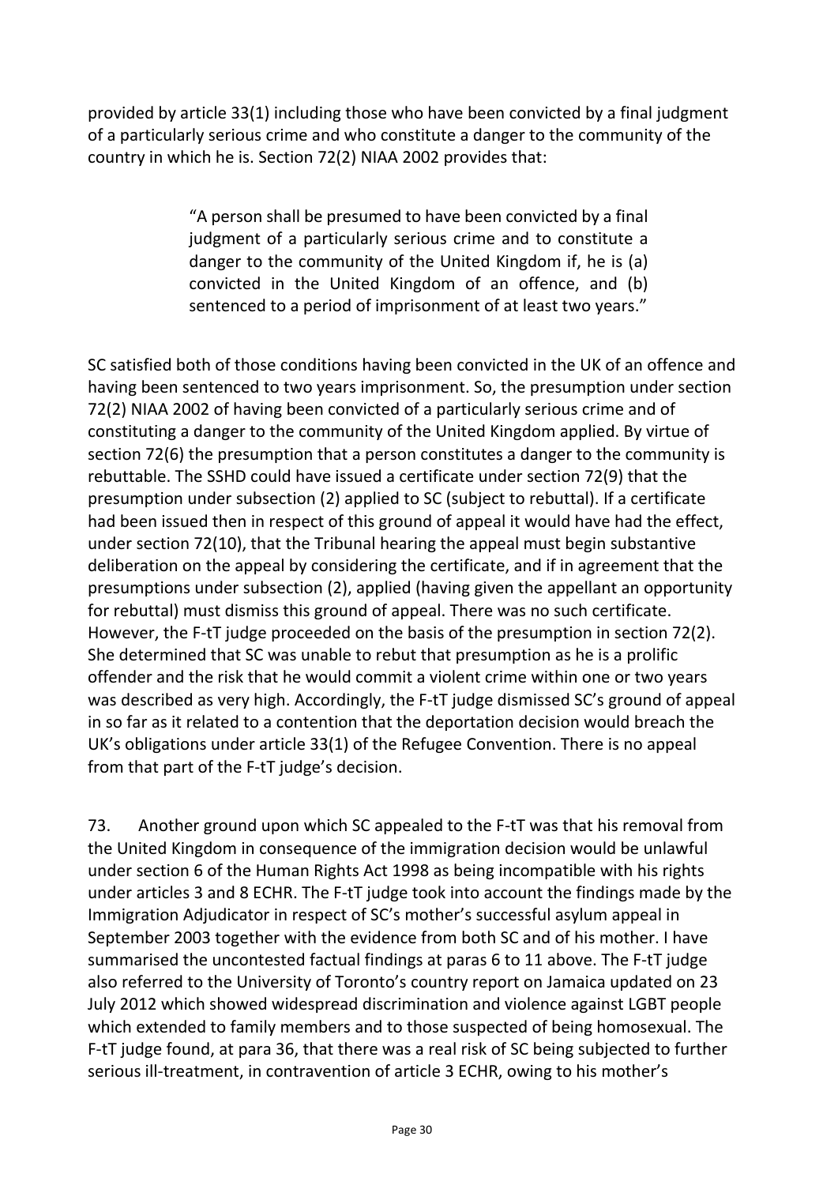provided by article 33(1) including those who have been convicted by a final judgment of a particularly serious crime and who constitute a danger to the community of the country in which he is. Section 72(2) NIAA 2002 provides that:

> "A person shall be presumed to have been convicted by a final judgment of a particularly serious crime and to constitute a danger to the community of the United Kingdom if, he is (a) convicted in the United Kingdom of an offence, and (b) sentenced to a period of imprisonment of at least two years."

SC satisfied both of those conditions having been convicted in the UK of an offence and having been sentenced to two years imprisonment. So, the presumption under section 72(2) NIAA 2002 of having been convicted of a particularly serious crime and of constituting a danger to the community of the United Kingdom applied. By virtue of section 72(6) the presumption that a person constitutes a danger to the community is rebuttable. The SSHD could have issued a certificate under section 72(9) that the presumption under subsection (2) applied to SC (subject to rebuttal). If a certificate had been issued then in respect of this ground of appeal it would have had the effect, under section 72(10), that the Tribunal hearing the appeal must begin substantive deliberation on the appeal by considering the certificate, and if in agreement that the presumptions under subsection (2), applied (having given the appellant an opportunity for rebuttal) must dismiss this ground of appeal. There was no such certificate. However, the F-tT judge proceeded on the basis of the presumption in section 72(2). She determined that SC was unable to rebut that presumption as he is a prolific offender and the risk that he would commit a violent crime within one or two years was described as very high. Accordingly, the F-tT judge dismissed SC's ground of appeal in so far as it related to a contention that the deportation decision would breach the UK's obligations under article 33(1) of the Refugee Convention. There is no appeal from that part of the F-tT judge's decision.

73. Another ground upon which SC appealed to the F-tT was that his removal from the United Kingdom in consequence of the immigration decision would be unlawful under section 6 of the Human Rights Act 1998 as being incompatible with his rights under articles 3 and 8 ECHR. The F-tT judge took into account the findings made by the Immigration Adjudicator in respect of SC's mother's successful asylum appeal in September 2003 together with the evidence from both SC and of his mother. I have summarised the uncontested factual findings at paras 6 to 11 above. The F-tT judge also referred to the University of Toronto's country report on Jamaica updated on 23 July 2012 which showed widespread discrimination and violence against LGBT people which extended to family members and to those suspected of being homosexual. The F-tT judge found, at para 36, that there was a real risk of SC being subjected to further serious ill-treatment, in contravention of article 3 ECHR, owing to his mother's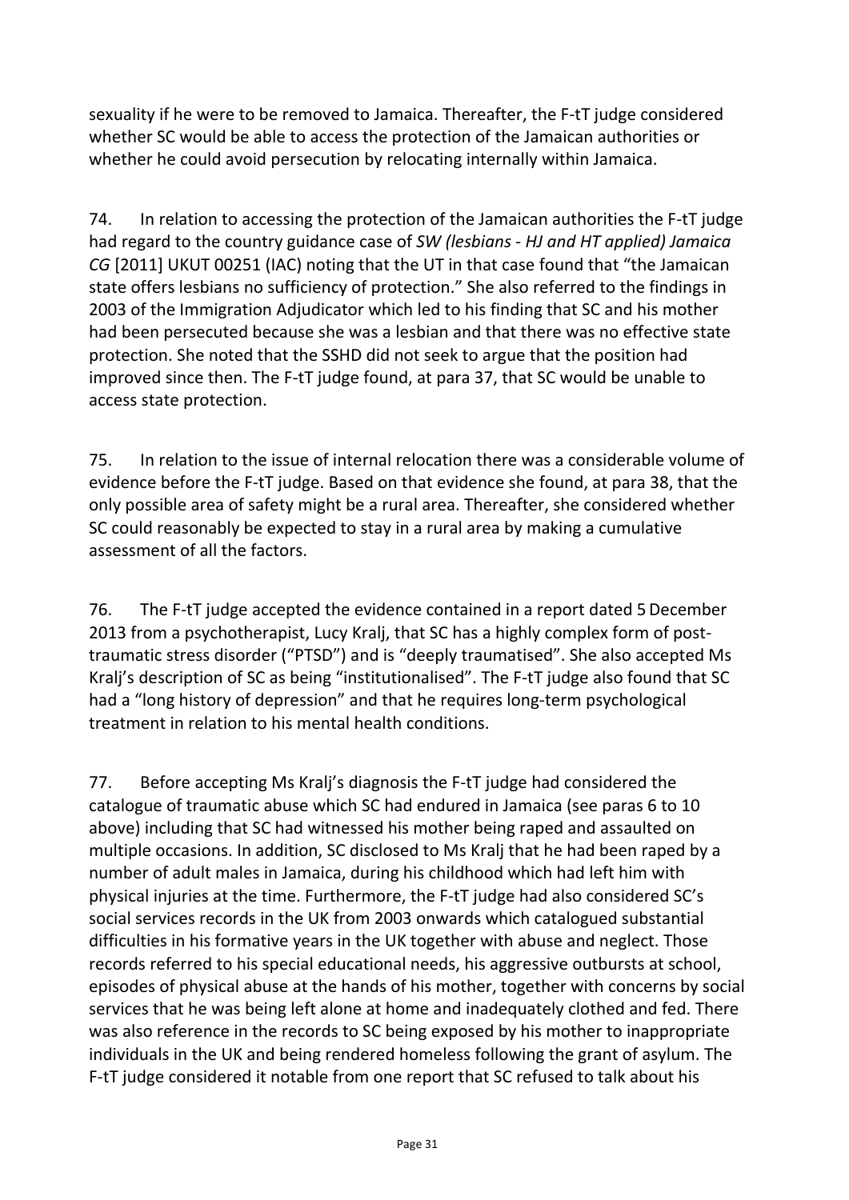sexuality if he were to be removed to Jamaica. Thereafter, the F-tT judge considered whether SC would be able to access the protection of the Jamaican authorities or whether he could avoid persecution by relocating internally within Jamaica.

74. In relation to accessing the protection of the Jamaican authorities the F-tT judge had regard to the country guidance case of *SW (lesbians - HJ and HT applied) Jamaica CG* [2011] UKUT 00251 (IAC) noting that the UT in that case found that "the Jamaican state offers lesbians no sufficiency of protection." She also referred to the findings in 2003 of the Immigration Adjudicator which led to his finding that SC and his mother had been persecuted because she was a lesbian and that there was no effective state protection. She noted that the SSHD did not seek to argue that the position had improved since then. The F-tT judge found, at para 37, that SC would be unable to access state protection.

75. In relation to the issue of internal relocation there was a considerable volume of evidence before the F-tT judge. Based on that evidence she found, at para 38, that the only possible area of safety might be a rural area. Thereafter, she considered whether SC could reasonably be expected to stay in a rural area by making a cumulative assessment of all the factors.

76. The F-tT judge accepted the evidence contained in a report dated 5 December 2013 from a psychotherapist, Lucy Kralj, that SC has a highly complex form of post-traumatic stress disorder ("PTSD") and is "deeply traumatised". She also accepted Ms Kralj's description of SC as being "institutionalised". The F-tT judge also found that SC had a "long history of depression" and that he requires long-term psychological treatment in relation to his mental health conditions.

77. Before accepting Ms Kralj's diagnosis the F-tT judge had considered the catalogue of traumatic abuse which SC had endured in Jamaica (see paras 6 to 10 above) including that SC had witnessed his mother being raped and assaulted on multiple occasions. In addition, SC disclosed to Ms Kralj that he had been raped by a number of adult males in Jamaica, during his childhood which had left him with physical injuries at the time. Furthermore, the F-tT judge had also considered SC's social services records in the UK from 2003 onwards which catalogued substantial difficulties in his formative years in the UK together with abuse and neglect. Those records referred to his special educational needs, his aggressive outbursts at school, episodes of physical abuse at the hands of his mother, together with concerns by social services that he was being left alone at home and inadequately clothed and fed. There was also reference in the records to SC being exposed by his mother to inappropriate individuals in the UK and being rendered homeless following the grant of asylum. The F-tT judge considered it notable from one report that SC refused to talk about his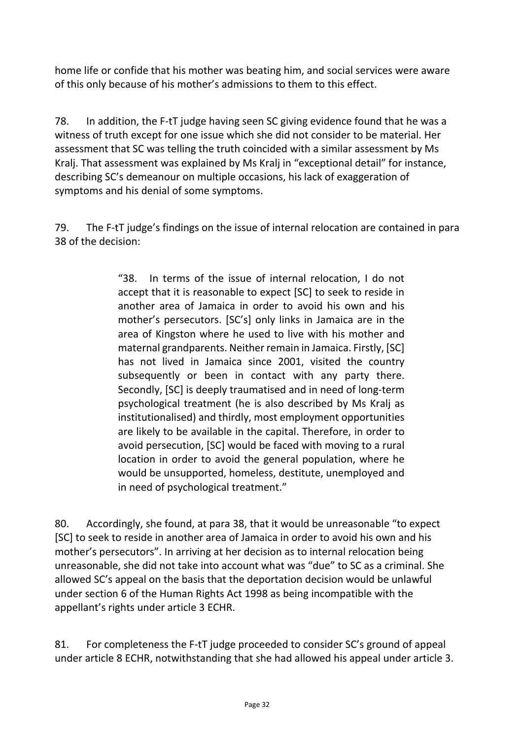home life or confide that his mother was beating him, and social services were aware of this only because of his mother's admissions to them to this effect.

78. In addition, the F-tT judge having seen SC giving evidence found that he was a witness of truth except for one issue which she did not consider to be material. Her assessment that SC was telling the truth coincided with a similar assessment by Ms Kralj. That assessment was explained by Ms Kralj in "exceptional detail" for instance, describing SC's demeanour on multiple occasions, his lack of exaggeration of symptoms and his denial of some symptoms.

79. The F-tT judge's findings on the issue of internal relocation are contained in para 38 of the decision:

> "38. In terms of the issue of internal relocation, I do not accept that it is reasonable to expect [SC] to seek to reside in another area of Jamaica in order to avoid his own and his mother's persecutors. [SC's] only links in Jamaica are in the area of Kingston where he used to live with his mother and maternal grandparents. Neither remain in Jamaica. Firstly, [SC] has not lived in Jamaica since 2001, visited the country subsequently or been in contact with any party there. Secondly, [SC] is deeply traumatised and in need of long-term psychological treatment (he is also described by Ms Kralj as institutionalised) and thirdly, most employment opportunities are likely to be available in the capital. Therefore, in order to avoid persecution, [SC] would be faced with moving to a rural location in order to avoid the general population, where he would be unsupported, homeless, destitute, unemployed and in need of psychological treatment."

80. Accordingly, she found, at para 38, that it would be unreasonable "to expect [SC] to seek to reside in another area of Jamaica in order to avoid his own and his mother's persecutors". In arriving at her decision as to internal relocation being unreasonable, she did not take into account what was "due" to SC as a criminal. She allowed SC's appeal on the basis that the deportation decision would be unlawful under section 6 of the Human Rights Act 1998 as being incompatible with the appellant's rights under article 3 ECHR.

81. For completeness the F-tT judge proceeded to consider SC's ground of appeal under article 8 ECHR, notwithstanding that she had allowed his appeal under article 3.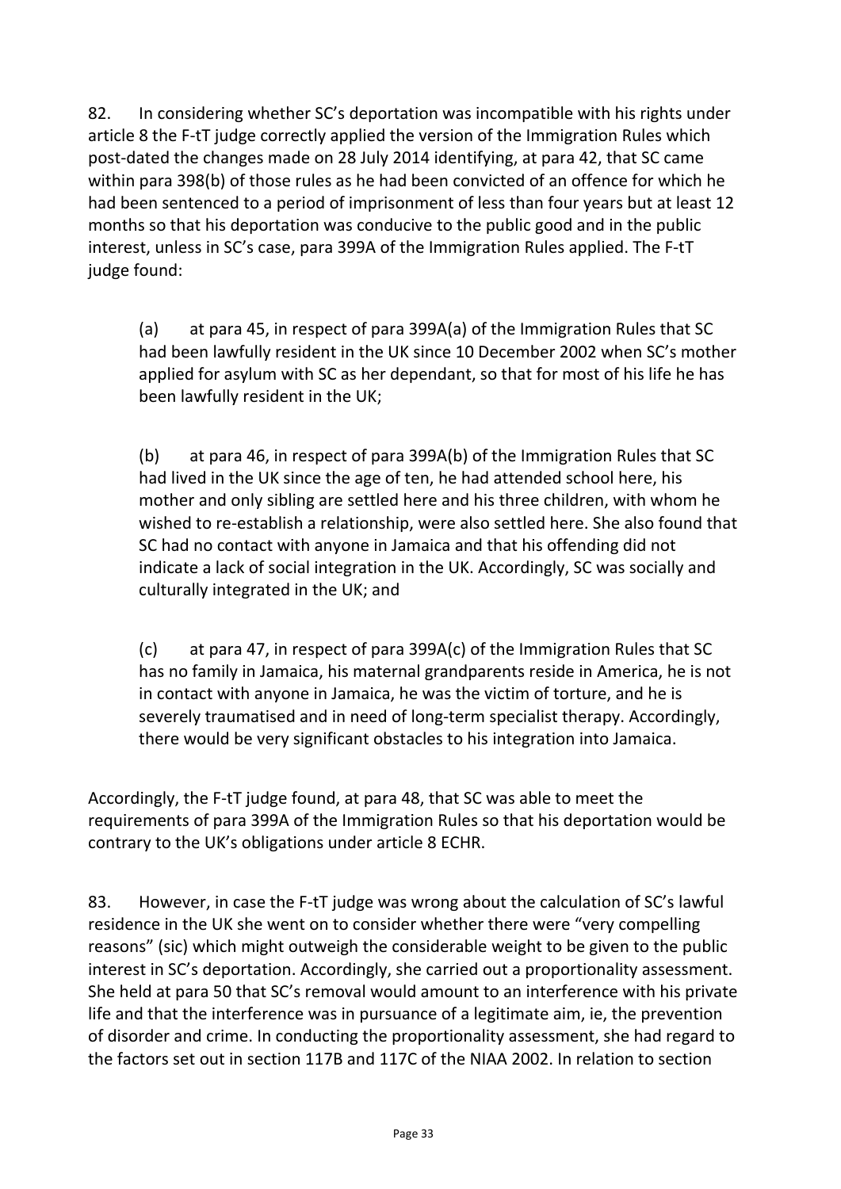82. In considering whether SC's deportation was incompatible with his rights under article 8 the F-tT judge correctly applied the version of the Immigration Rules which post-dated the changes made on 28 July 2014 identifying, at para 42, that SC came within para 398(b) of those rules as he had been convicted of an offence for which he had been sentenced to a period of imprisonment of less than four years but at least 12 months so that his deportation was conducive to the public good and in the public interest, unless in SC's case, para 399A of the Immigration Rules applied. The F-tT judge found:

> (a) at para 45, in respect of para 399A(a) of the Immigration Rules that SC had been lawfully resident in the UK since 10 December 2002 when SC's mother applied for asylum with SC as her dependant, so that for most of his life he has been lawfully resident in the UK;
>
> (b) at para 46, in respect of para 399A(b) of the Immigration Rules that SC had lived in the UK since the age of ten, he had attended school here, his mother and only sibling are settled here and his three children, with whom he wished to re-establish a relationship, were also settled here. She also found that SC had no contact with anyone in Jamaica and that his offending did not indicate a lack of social integration in the UK. Accordingly, SC was socially and culturally integrated in the UK; and
>
> (c) at para 47, in respect of para 399A(c) of the Immigration Rules that SC has no family in Jamaica, his maternal grandparents reside in America, he is not in contact with anyone in Jamaica, he was the victim of torture, and he is severely traumatised and in need of long-term specialist therapy. Accordingly, there would be very significant obstacles to his integration into Jamaica.

Accordingly, the F-tT judge found, at para 48, that SC was able to meet the requirements of para 399A of the Immigration Rules so that his deportation would be contrary to the UK's obligations under article 8 ECHR.

83. However, in case the F-tT judge was wrong about the calculation of SC's lawful residence in the UK she went on to consider whether there were "very compelling reasons" (sic) which might outweigh the considerable weight to be given to the public interest in SC's deportation. Accordingly, she carried out a proportionality assessment. She held at para 50 that SC's removal would amount to an interference with his private life and that the interference was in pursuance of a legitimate aim, ie, the prevention of disorder and crime. In conducting the proportionality assessment, she had regard to the factors set out in section 117B and 117C of the NIAA 2002. In relation to section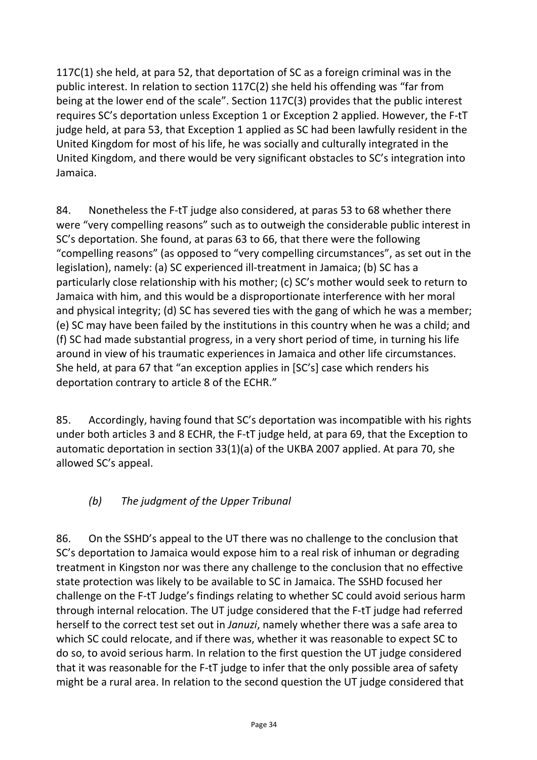117C(1) she held, at para 52, that deportation of SC as a foreign criminal was in the public interest. In relation to section 117C(2) she held his offending was "far from being at the lower end of the scale". Section 117C(3) provides that the public interest requires SC's deportation unless Exception 1 or Exception 2 applied. However, the F-tT judge held, at para 53, that Exception 1 applied as SC had been lawfully resident in the United Kingdom for most of his life, he was socially and culturally integrated in the United Kingdom, and there would be very significant obstacles to SC's integration into Jamaica.

84. Nonetheless the F-tT judge also considered, at paras 53 to 68 whether there were "very compelling reasons" such as to outweigh the considerable public interest in SC's deportation. She found, at paras 63 to 66, that there were the following "compelling reasons" (as opposed to "very compelling circumstances", as set out in the legislation), namely: (a) SC experienced ill-treatment in Jamaica; (b) SC has a particularly close relationship with his mother; (c) SC's mother would seek to return to Jamaica with him, and this would be a disproportionate interference with her moral and physical integrity; (d) SC has severed ties with the gang of which he was a member; (e) SC may have been failed by the institutions in this country when he was a child; and (f) SC had made substantial progress, in a very short period of time, in turning his life around in view of his traumatic experiences in Jamaica and other life circumstances. She held, at para 67 that "an exception applies in [SC's] case which renders his deportation contrary to article 8 of the ECHR."

85. Accordingly, having found that SC's deportation was incompatible with his rights under both articles 3 and 8 ECHR, the F-tT judge held, at para 69, that the Exception to automatic deportation in section 33(1)(a) of the UKBA 2007 applied. At para 70, she allowed SC's appeal.

### *(b) The judgment of the Upper Tribunal*

86. On the SSHD's appeal to the UT there was no challenge to the conclusion that SC's deportation to Jamaica would expose him to a real risk of inhuman or degrading treatment in Kingston nor was there any challenge to the conclusion that no effective state protection was likely to be available to SC in Jamaica. The SSHD focused her challenge on the F-tT Judge's findings relating to whether SC could avoid serious harm through internal relocation. The UT judge considered that the F-tT judge had referred herself to the correct test set out in *Januzi*, namely whether there was a safe area to which SC could relocate, and if there was, whether it was reasonable to expect SC to do so, to avoid serious harm. In relation to the first question the UT judge considered that it was reasonable for the F-tT judge to infer that the only possible area of safety might be a rural area. In relation to the second question the UT judge considered that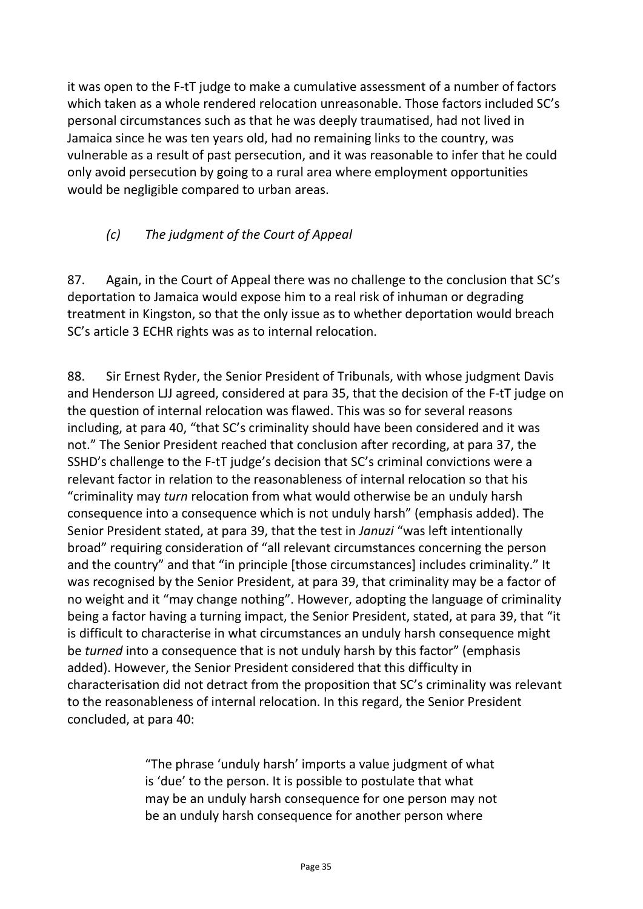it was open to the F-tT judge to make a cumulative assessment of a number of factors which taken as a whole rendered relocation unreasonable. Those factors included SC's personal circumstances such as that he was deeply traumatised, had not lived in Jamaica since he was ten years old, had no remaining links to the country, was vulnerable as a result of past persecution, and it was reasonable to infer that he could only avoid persecution by going to a rural area where employment opportunities would be negligible compared to urban areas.

### *(c) The judgment of the Court of Appeal*

87. Again, in the Court of Appeal there was no challenge to the conclusion that SC's deportation to Jamaica would expose him to a real risk of inhuman or degrading treatment in Kingston, so that the only issue as to whether deportation would breach SC's article 3 ECHR rights was as to internal relocation.

88. Sir Ernest Ryder, the Senior President of Tribunals, with whose judgment Davis and Henderson LJJ agreed, considered at para 35, that the decision of the F-tT judge on the question of internal relocation was flawed. This was so for several reasons including, at para 40, "that SC's criminality should have been considered and it was not." The Senior President reached that conclusion after recording, at para 37, the SSHD's challenge to the F-tT judge's decision that SC's criminal convictions were a relevant factor in relation to the reasonableness of internal relocation so that his "criminality may *turn* relocation from what would otherwise be an unduly harsh consequence into a consequence which is not unduly harsh" (emphasis added). The Senior President stated, at para 39, that the test in *Januzi* "was left intentionally broad" requiring consideration of "all relevant circumstances concerning the person and the country" and that "in principle [those circumstances] includes criminality." It was recognised by the Senior President, at para 39, that criminality may be a factor of no weight and it "may change nothing". However, adopting the language of criminality being a factor having a turning impact, the Senior President, stated, at para 39, that "it is difficult to characterise in what circumstances an unduly harsh consequence might be *turned* into a consequence that is not unduly harsh by this factor" (emphasis added). However, the Senior President considered that this difficulty in characterisation did not detract from the proposition that SC's criminality was relevant to the reasonableness of internal relocation. In this regard, the Senior President concluded, at para 40:

> "The phrase 'unduly harsh' imports a value judgment of what is 'due' to the person. It is possible to postulate that what may be an unduly harsh consequence for one person may not be an unduly harsh consequence for another person where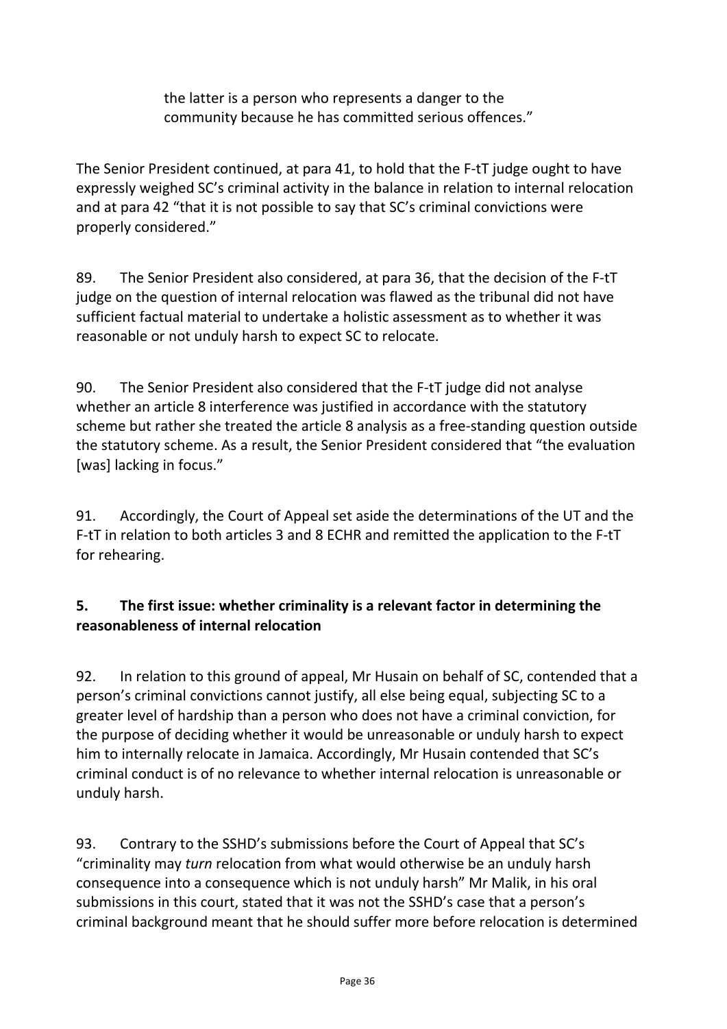> the latter is a person who represents a danger to the community because he has committed serious offences."

The Senior President continued, at para 41, to hold that the F-tT judge ought to have expressly weighed SC's criminal activity in the balance in relation to internal relocation and at para 42 "that it is not possible to say that SC's criminal convictions were properly considered."

89. The Senior President also considered, at para 36, that the decision of the F-tT judge on the question of internal relocation was flawed as the tribunal did not have sufficient factual material to undertake a holistic assessment as to whether it was reasonable or not unduly harsh to expect SC to relocate.

90. The Senior President also considered that the F-tT judge did not analyse whether an article 8 interference was justified in accordance with the statutory scheme but rather she treated the article 8 analysis as a free-standing question outside the statutory scheme. As a result, the Senior President considered that "the evaluation [was] lacking in focus."

91. Accordingly, the Court of Appeal set aside the determinations of the UT and the F-tT in relation to both articles 3 and 8 ECHR and remitted the application to the F-tT for rehearing.

## 5. The first issue: whether criminality is a relevant factor in determining the reasonableness of internal relocation

92. In relation to this ground of appeal, Mr Husain on behalf of SC, contended that a person's criminal convictions cannot justify, all else being equal, subjecting SC to a greater level of hardship than a person who does not have a criminal conviction, for the purpose of deciding whether it would be unreasonable or unduly harsh to expect him to internally relocate in Jamaica. Accordingly, Mr Husain contended that SC's criminal conduct is of no relevance to whether internal relocation is unreasonable or unduly harsh.

93. Contrary to the SSHD's submissions before the Court of Appeal that SC's "criminality may *turn* relocation from what would otherwise be an unduly harsh consequence into a consequence which is not unduly harsh" Mr Malik, in his oral submissions in this court, stated that it was not the SSHD's case that a person's criminal background meant that he should suffer more before relocation is determined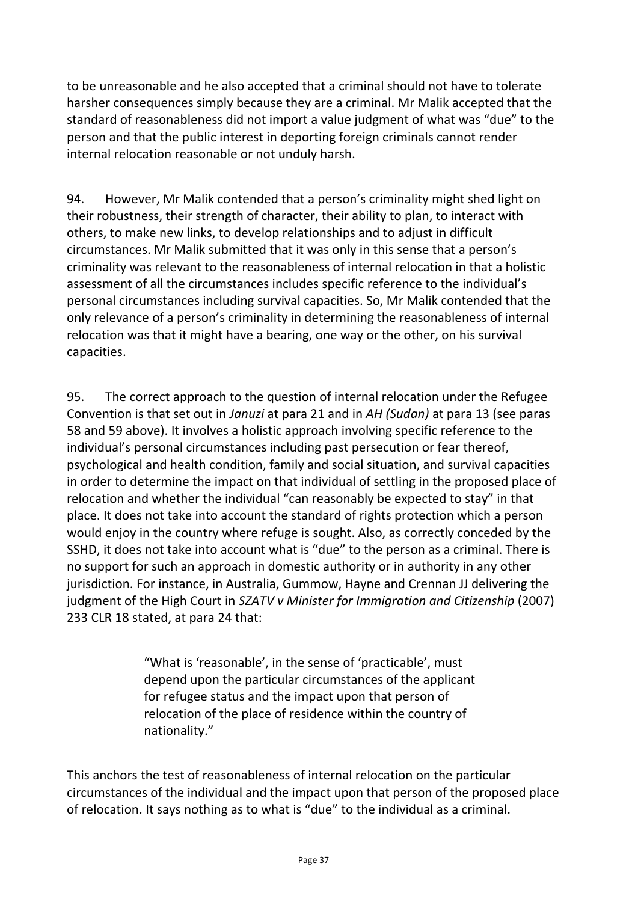to be unreasonable and he also accepted that a criminal should not have to tolerate harsher consequences simply because they are a criminal. Mr Malik accepted that the standard of reasonableness did not import a value judgment of what was "due" to the person and that the public interest in deporting foreign criminals cannot render internal relocation reasonable or not unduly harsh.

94. However, Mr Malik contended that a person's criminality might shed light on their robustness, their strength of character, their ability to plan, to interact with others, to make new links, to develop relationships and to adjust in difficult circumstances. Mr Malik submitted that it was only in this sense that a person's criminality was relevant to the reasonableness of internal relocation in that a holistic assessment of all the circumstances includes specific reference to the individual's personal circumstances including survival capacities. So, Mr Malik contended that the only relevance of a person's criminality in determining the reasonableness of internal relocation was that it might have a bearing, one way or the other, on his survival capacities.

95. The correct approach to the question of internal relocation under the Refugee Convention is that set out in *Januzi* at para 21 and in *AH (Sudan)* at para 13 (see paras 58 and 59 above). It involves a holistic approach involving specific reference to the individual's personal circumstances including past persecution or fear thereof, psychological and health condition, family and social situation, and survival capacities in order to determine the impact on that individual of settling in the proposed place of relocation and whether the individual "can reasonably be expected to stay" in that place. It does not take into account the standard of rights protection which a person would enjoy in the country where refuge is sought. Also, as correctly conceded by the SSHD, it does not take into account what is "due" to the person as a criminal. There is no support for such an approach in domestic authority or in authority in any other jurisdiction. For instance, in Australia, Gummow, Hayne and Crennan JJ delivering the judgment of the High Court in *SZATV v Minister for Immigration and Citizenship* (2007) 233 CLR 18 stated, at para 24 that:

> "What is 'reasonable', in the sense of 'practicable', must depend upon the particular circumstances of the applicant for refugee status and the impact upon that person of relocation of the place of residence within the country of nationality."

This anchors the test of reasonableness of internal relocation on the particular circumstances of the individual and the impact upon that person of the proposed place of relocation. It says nothing as to what is "due" to the individual as a criminal.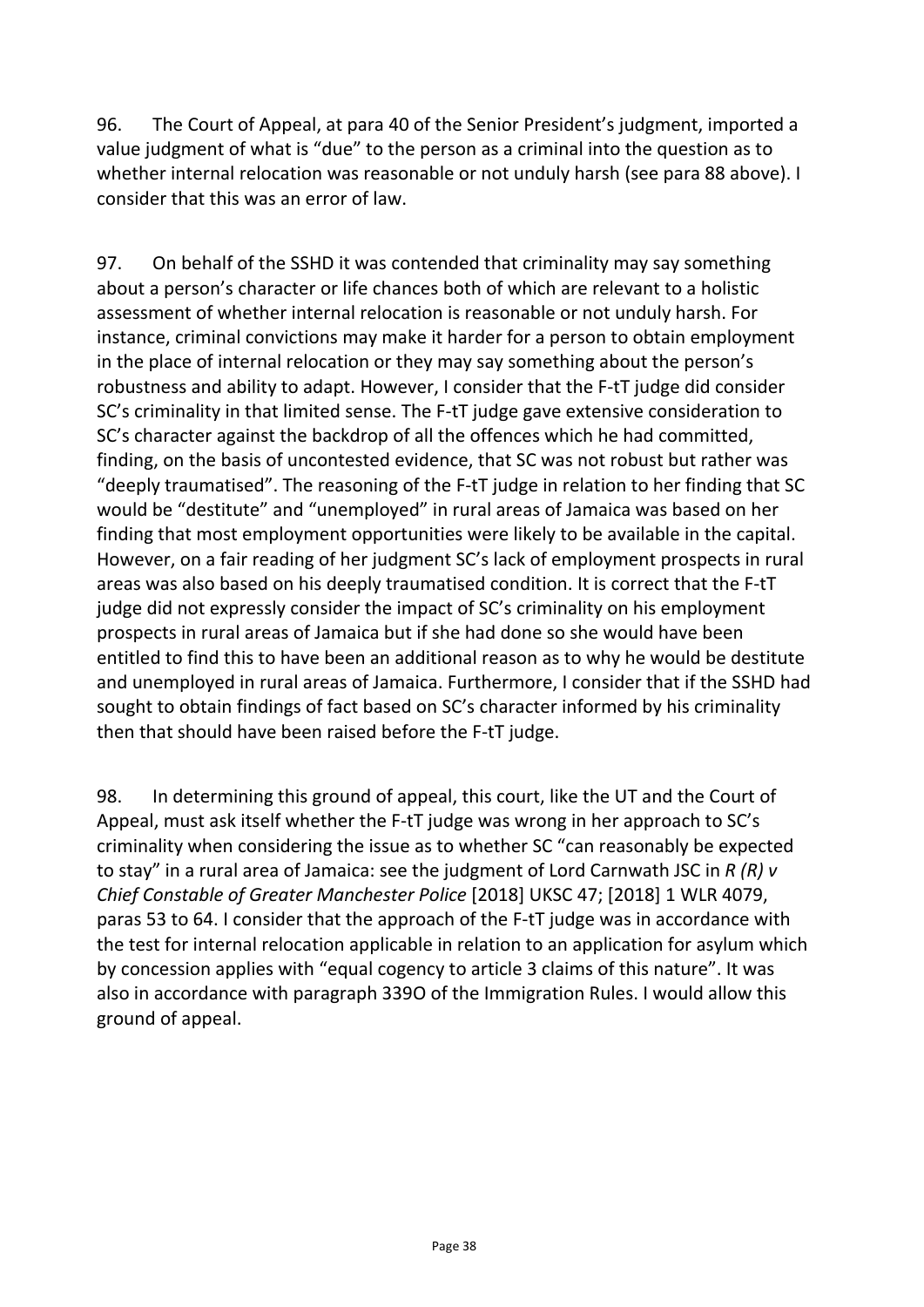96. The Court of Appeal, at para 40 of the Senior President's judgment, imported a value judgment of what is "due" to the person as a criminal into the question as to whether internal relocation was reasonable or not unduly harsh (see para 88 above). I consider that this was an error of law.

97. On behalf of the SSHD it was contended that criminality may say something about a person's character or life chances both of which are relevant to a holistic assessment of whether internal relocation is reasonable or not unduly harsh. For instance, criminal convictions may make it harder for a person to obtain employment in the place of internal relocation or they may say something about the person's robustness and ability to adapt. However, I consider that the F-tT judge did consider SC's criminality in that limited sense. The F-tT judge gave extensive consideration to SC's character against the backdrop of all the offences which he had committed, finding, on the basis of uncontested evidence, that SC was not robust but rather was "deeply traumatised". The reasoning of the F-tT judge in relation to her finding that SC would be "destitute" and "unemployed" in rural areas of Jamaica was based on her finding that most employment opportunities were likely to be available in the capital. However, on a fair reading of her judgment SC's lack of employment prospects in rural areas was also based on his deeply traumatised condition. It is correct that the F-tT judge did not expressly consider the impact of SC's criminality on his employment prospects in rural areas of Jamaica but if she had done so she would have been entitled to find this to have been an additional reason as to why he would be destitute and unemployed in rural areas of Jamaica. Furthermore, I consider that if the SSHD had sought to obtain findings of fact based on SC's character informed by his criminality then that should have been raised before the F-tT judge.

98. In determining this ground of appeal, this court, like the UT and the Court of Appeal, must ask itself whether the F-tT judge was wrong in her approach to SC's criminality when considering the issue as to whether SC "can reasonably be expected to stay" in a rural area of Jamaica: see the judgment of Lord Carnwath JSC in *R (R) v Chief Constable of Greater Manchester Police* [2018] UKSC 47; [2018] 1 WLR 4079, paras 53 to 64. I consider that the approach of the F-tT judge was in accordance with the test for internal relocation applicable in relation to an application for asylum which by concession applies with "equal cogency to article 3 claims of this nature". It was also in accordance with paragraph 339O of the Immigration Rules. I would allow this ground of appeal.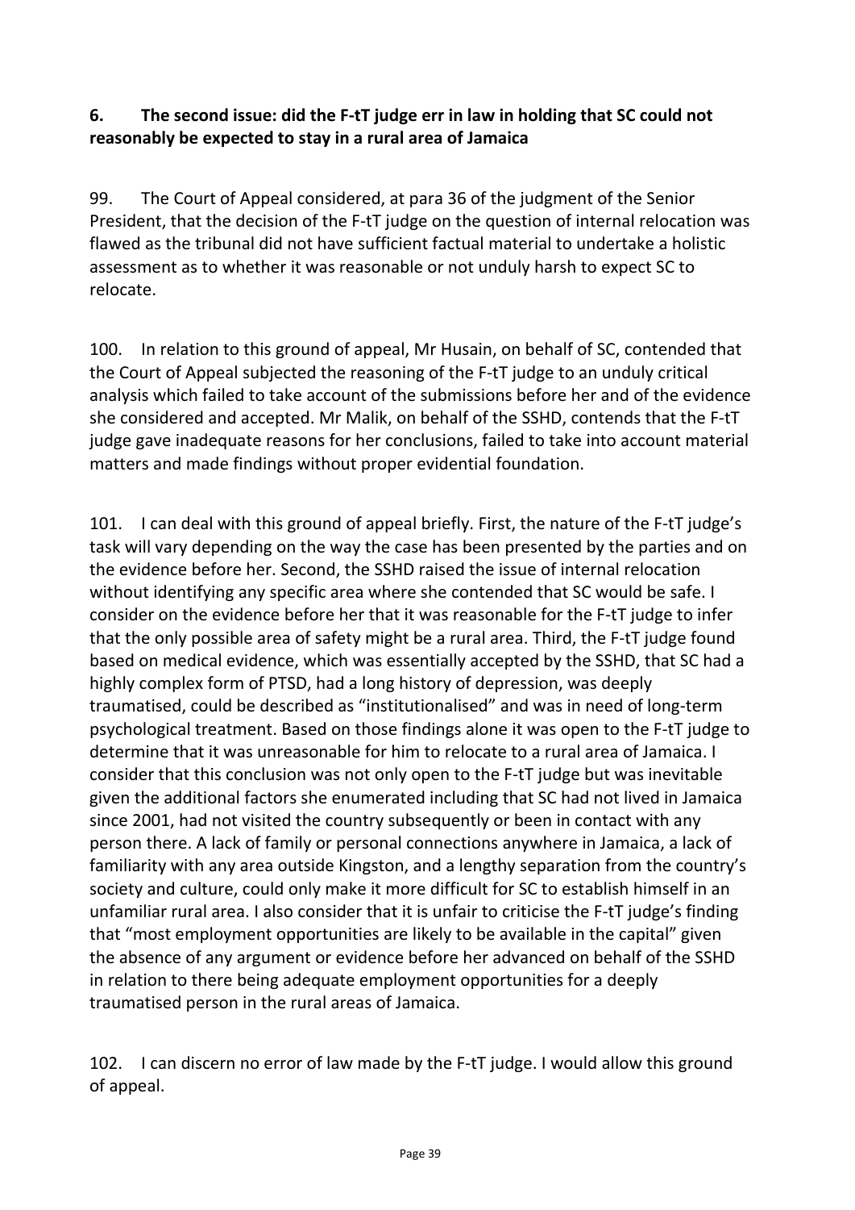## 6. The second issue: did the F-tT judge err in law in holding that SC could not reasonably be expected to stay in a rural area of Jamaica

99. The Court of Appeal considered, at para 36 of the judgment of the Senior President, that the decision of the F-tT judge on the question of internal relocation was flawed as the tribunal did not have sufficient factual material to undertake a holistic assessment as to whether it was reasonable or not unduly harsh to expect SC to relocate.

100. In relation to this ground of appeal, Mr Husain, on behalf of SC, contended that the Court of Appeal subjected the reasoning of the F-tT judge to an unduly critical analysis which failed to take account of the submissions before her and of the evidence she considered and accepted. Mr Malik, on behalf of the SSHD, contends that the F-tT judge gave inadequate reasons for her conclusions, failed to take into account material matters and made findings without proper evidential foundation.

101. I can deal with this ground of appeal briefly. First, the nature of the F-tT judge's task will vary depending on the way the case has been presented by the parties and on the evidence before her. Second, the SSHD raised the issue of internal relocation without identifying any specific area where she contended that SC would be safe. I consider on the evidence before her that it was reasonable for the F-tT judge to infer that the only possible area of safety might be a rural area. Third, the F-tT judge found based on medical evidence, which was essentially accepted by the SSHD, that SC had a highly complex form of PTSD, had a long history of depression, was deeply traumatised, could be described as "institutionalised" and was in need of long-term psychological treatment. Based on those findings alone it was open to the F-tT judge to determine that it was unreasonable for him to relocate to a rural area of Jamaica. I consider that this conclusion was not only open to the F-tT judge but was inevitable given the additional factors she enumerated including that SC had not lived in Jamaica since 2001, had not visited the country subsequently or been in contact with any person there. A lack of family or personal connections anywhere in Jamaica, a lack of familiarity with any area outside Kingston, and a lengthy separation from the country's society and culture, could only make it more difficult for SC to establish himself in an unfamiliar rural area. I also consider that it is unfair to criticise the F-tT judge's finding that "most employment opportunities are likely to be available in the capital" given the absence of any argument or evidence before her advanced on behalf of the SSHD in relation to there being adequate employment opportunities for a deeply traumatised person in the rural areas of Jamaica.

102. I can discern no error of law made by the F-tT judge. I would allow this ground of appeal.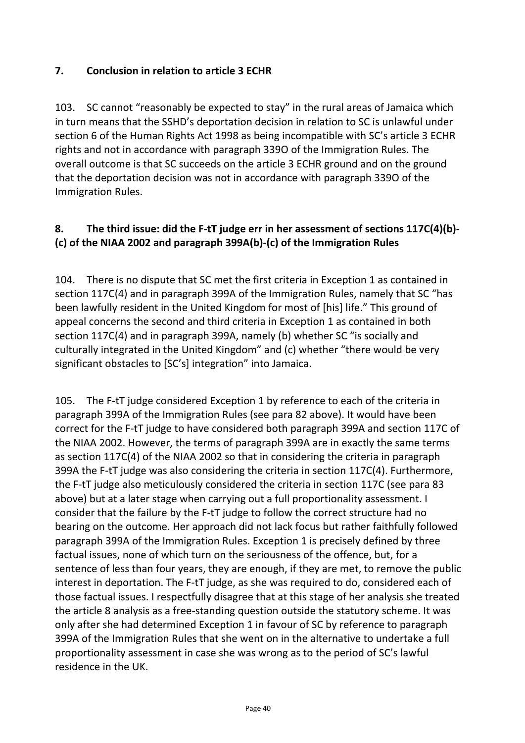## 7. Conclusion in relation to article 3 ECHR

103. SC cannot "reasonably be expected to stay" in the rural areas of Jamaica which in turn means that the SSHD's deportation decision in relation to SC is unlawful under section 6 of the Human Rights Act 1998 as being incompatible with SC's article 3 ECHR rights and not in accordance with paragraph 339O of the Immigration Rules. The overall outcome is that SC succeeds on the article 3 ECHR ground and on the ground that the deportation decision was not in accordance with paragraph 339O of the Immigration Rules.

## 8. The third issue: did the F-tT judge err in her assessment of sections 117C(4)(b)-(c) of the NIAA 2002 and paragraph 399A(b)-(c) of the Immigration Rules

104. There is no dispute that SC met the first criteria in Exception 1 as contained in section 117C(4) and in paragraph 399A of the Immigration Rules, namely that SC "has been lawfully resident in the United Kingdom for most of [his] life." This ground of appeal concerns the second and third criteria in Exception 1 as contained in both section 117C(4) and in paragraph 399A, namely (b) whether SC "is socially and culturally integrated in the United Kingdom" and (c) whether "there would be very significant obstacles to [SC's] integration" into Jamaica.

105. The F-tT judge considered Exception 1 by reference to each of the criteria in paragraph 399A of the Immigration Rules (see para 82 above). It would have been correct for the F-tT judge to have considered both paragraph 399A and section 117C of the NIAA 2002. However, the terms of paragraph 399A are in exactly the same terms as section 117C(4) of the NIAA 2002 so that in considering the criteria in paragraph 399A the F-tT judge was also considering the criteria in section 117C(4). Furthermore, the F-tT judge also meticulously considered the criteria in section 117C (see para 83 above) but at a later stage when carrying out a full proportionality assessment. I consider that the failure by the F-tT judge to follow the correct structure had no bearing on the outcome. Her approach did not lack focus but rather faithfully followed paragraph 399A of the Immigration Rules. Exception 1 is precisely defined by three factual issues, none of which turn on the seriousness of the offence, but, for a sentence of less than four years, they are enough, if they are met, to remove the public interest in deportation. The F-tT judge, as she was required to do, considered each of those factual issues. I respectfully disagree that at this stage of her analysis she treated the article 8 analysis as a free-standing question outside the statutory scheme. It was only after she had determined Exception 1 in favour of SC by reference to paragraph 399A of the Immigration Rules that she went on in the alternative to undertake a full proportionality assessment in case she was wrong as to the period of SC's lawful residence in the UK.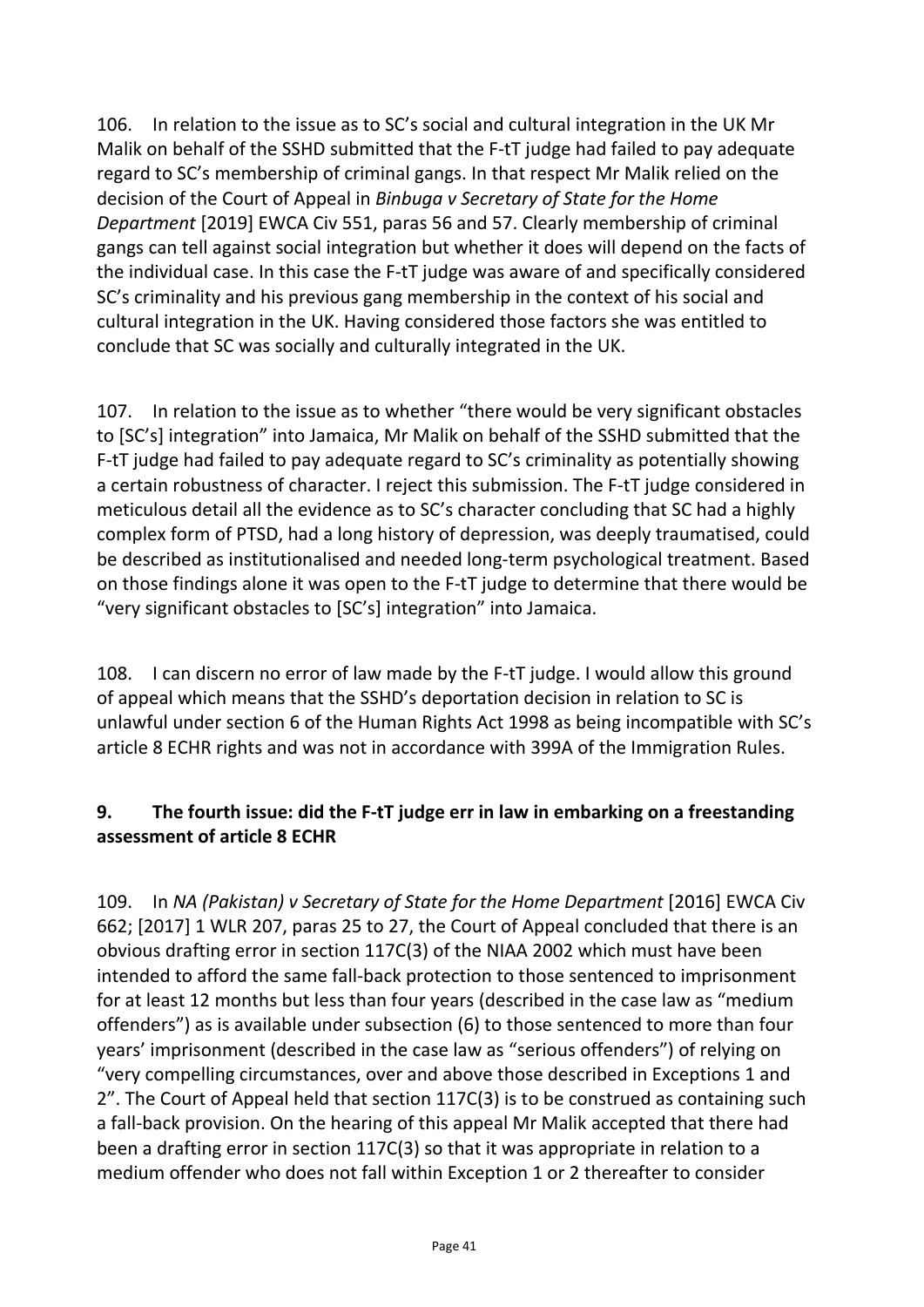106. In relation to the issue as to SC's social and cultural integration in the UK Mr Malik on behalf of the SSHD submitted that the F-tT judge had failed to pay adequate regard to SC's membership of criminal gangs. In that respect Mr Malik relied on the decision of the Court of Appeal in *Binbuga v Secretary of State for the Home Department* [2019] EWCA Civ 551, paras 56 and 57. Clearly membership of criminal gangs can tell against social integration but whether it does will depend on the facts of the individual case. In this case the F-tT judge was aware of and specifically considered SC's criminality and his previous gang membership in the context of his social and cultural integration in the UK. Having considered those factors she was entitled to conclude that SC was socially and culturally integrated in the UK.

107. In relation to the issue as to whether "there would be very significant obstacles to [SC's] integration" into Jamaica, Mr Malik on behalf of the SSHD submitted that the F-tT judge had failed to pay adequate regard to SC's criminality as potentially showing a certain robustness of character. I reject this submission. The F-tT judge considered in meticulous detail all the evidence as to SC's character concluding that SC had a highly complex form of PTSD, had a long history of depression, was deeply traumatised, could be described as institutionalised and needed long-term psychological treatment. Based on those findings alone it was open to the F-tT judge to determine that there would be "very significant obstacles to [SC's] integration" into Jamaica.

108. I can discern no error of law made by the F-tT judge. I would allow this ground of appeal which means that the SSHD's deportation decision in relation to SC is unlawful under section 6 of the Human Rights Act 1998 as being incompatible with SC's article 8 ECHR rights and was not in accordance with 399A of the Immigration Rules.

## 9. The fourth issue: did the F-tT judge err in law in embarking on a freestanding assessment of article 8 ECHR

109. In *NA (Pakistan) v Secretary of State for the Home Department* [2016] EWCA Civ 662; [2017] 1 WLR 207, paras 25 to 27, the Court of Appeal concluded that there is an obvious drafting error in section 117C(3) of the NIAA 2002 which must have been intended to afford the same fall-back protection to those sentenced to imprisonment for at least 12 months but less than four years (described in the case law as "medium offenders") as is available under subsection (6) to those sentenced to more than four years' imprisonment (described in the case law as "serious offenders") of relying on "very compelling circumstances, over and above those described in Exceptions 1 and 2". The Court of Appeal held that section 117C(3) is to be construed as containing such a fall-back provision. On the hearing of this appeal Mr Malik accepted that there had been a drafting error in section 117C(3) so that it was appropriate in relation to a medium offender who does not fall within Exception 1 or 2 thereafter to consider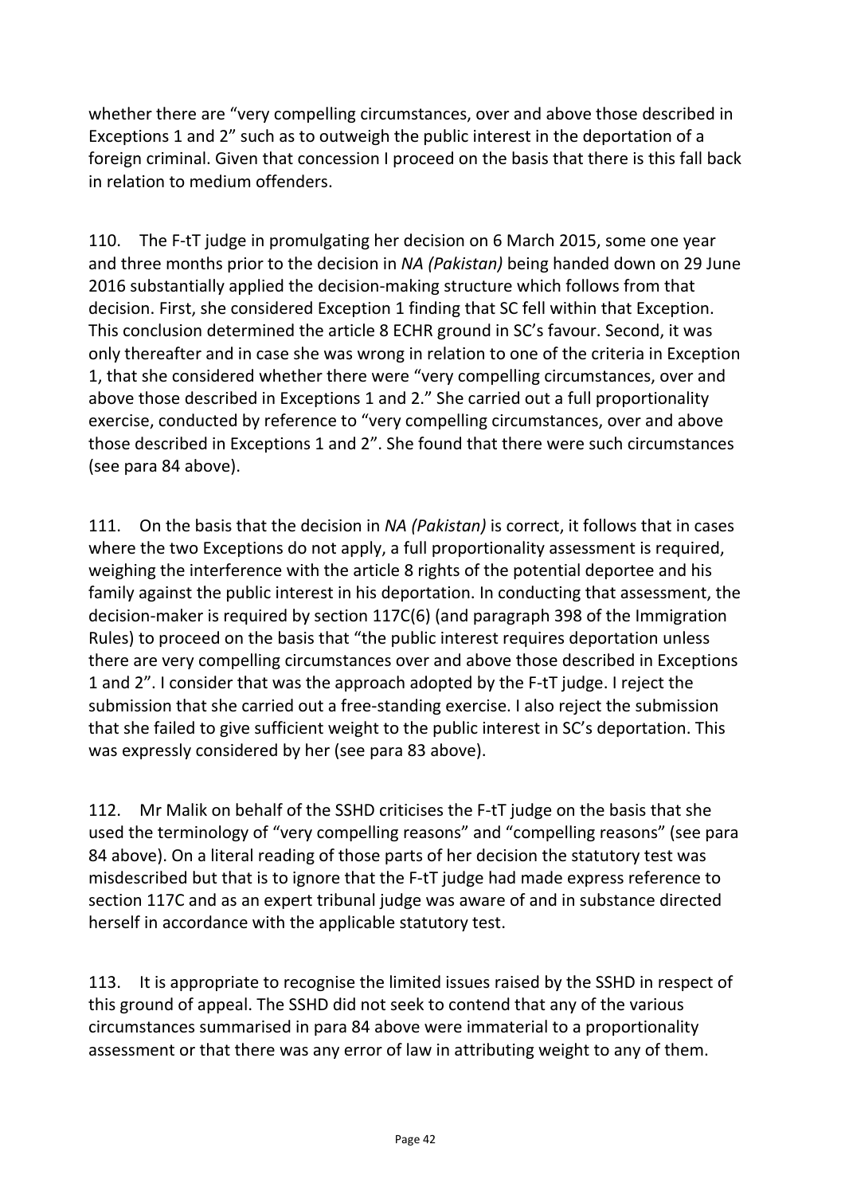whether there are "very compelling circumstances, over and above those described in Exceptions 1 and 2" such as to outweigh the public interest in the deportation of a foreign criminal. Given that concession I proceed on the basis that there is this fall back in relation to medium offenders.

110. The F-tT judge in promulgating her decision on 6 March 2015, some one year and three months prior to the decision in *NA (Pakistan)* being handed down on 29 June 2016 substantially applied the decision-making structure which follows from that decision. First, she considered Exception 1 finding that SC fell within that Exception. This conclusion determined the article 8 ECHR ground in SC's favour. Second, it was only thereafter and in case she was wrong in relation to one of the criteria in Exception 1, that she considered whether there were "very compelling circumstances, over and above those described in Exceptions 1 and 2." She carried out a full proportionality exercise, conducted by reference to "very compelling circumstances, over and above those described in Exceptions 1 and 2". She found that there were such circumstances (see para 84 above).

111. On the basis that the decision in *NA (Pakistan)* is correct, it follows that in cases where the two Exceptions do not apply, a full proportionality assessment is required, weighing the interference with the article 8 rights of the potential deportee and his family against the public interest in his deportation. In conducting that assessment, the decision-maker is required by section 117C(6) (and paragraph 398 of the Immigration Rules) to proceed on the basis that "the public interest requires deportation unless there are very compelling circumstances over and above those described in Exceptions 1 and 2". I consider that was the approach adopted by the F-tT judge. I reject the submission that she carried out a free-standing exercise. I also reject the submission that she failed to give sufficient weight to the public interest in SC's deportation. This was expressly considered by her (see para 83 above).

112. Mr Malik on behalf of the SSHD criticises the F-tT judge on the basis that she used the terminology of "very compelling reasons" and "compelling reasons" (see para 84 above). On a literal reading of those parts of her decision the statutory test was misdescribed but that is to ignore that the F-tT judge had made express reference to section 117C and as an expert tribunal judge was aware of and in substance directed herself in accordance with the applicable statutory test.

113. It is appropriate to recognise the limited issues raised by the SSHD in respect of this ground of appeal. The SSHD did not seek to contend that any of the various circumstances summarised in para 84 above were immaterial to a proportionality assessment or that there was any error of law in attributing weight to any of them.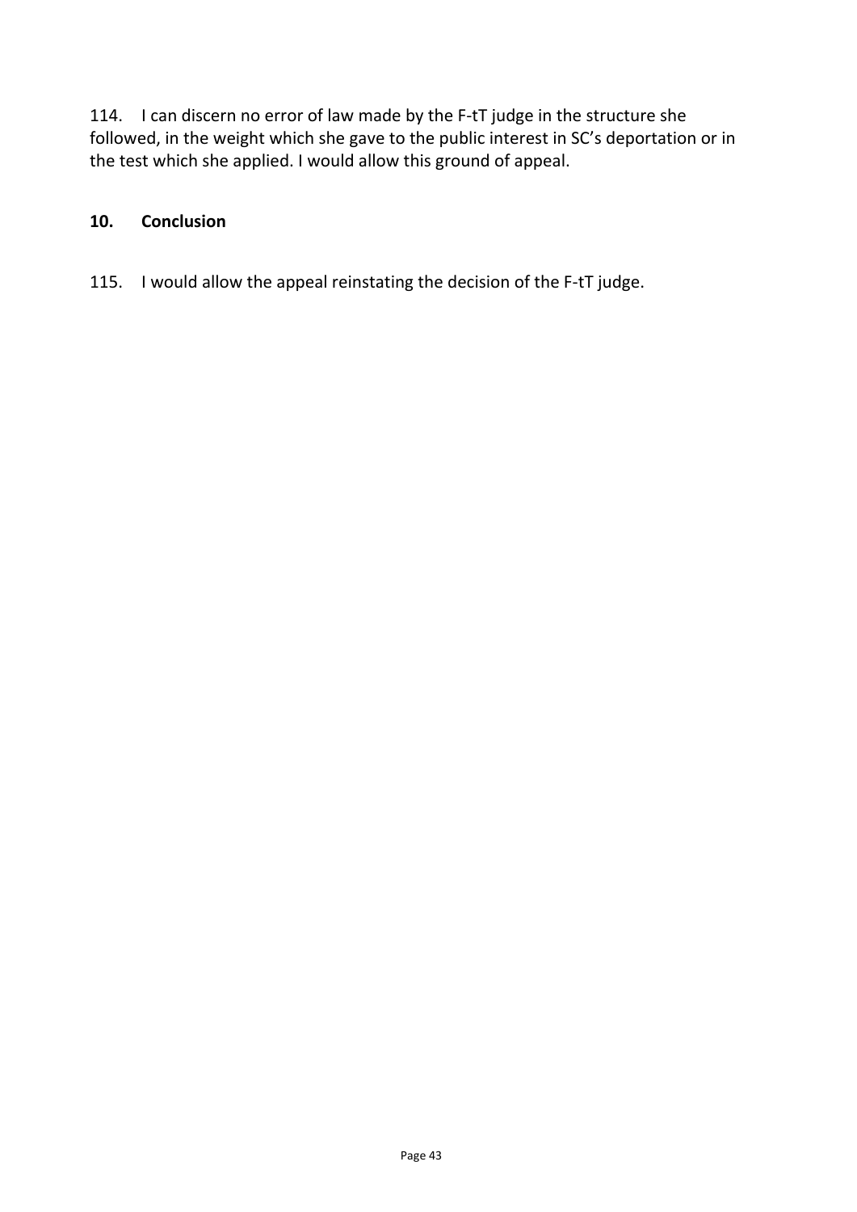114. I can discern no error of law made by the F-tT judge in the structure she followed, in the weight which she gave to the public interest in SC's deportation or in the test which she applied. I would allow this ground of appeal.

## 10. Conclusion

115. I would allow the appeal reinstating the decision of the F-tT judge.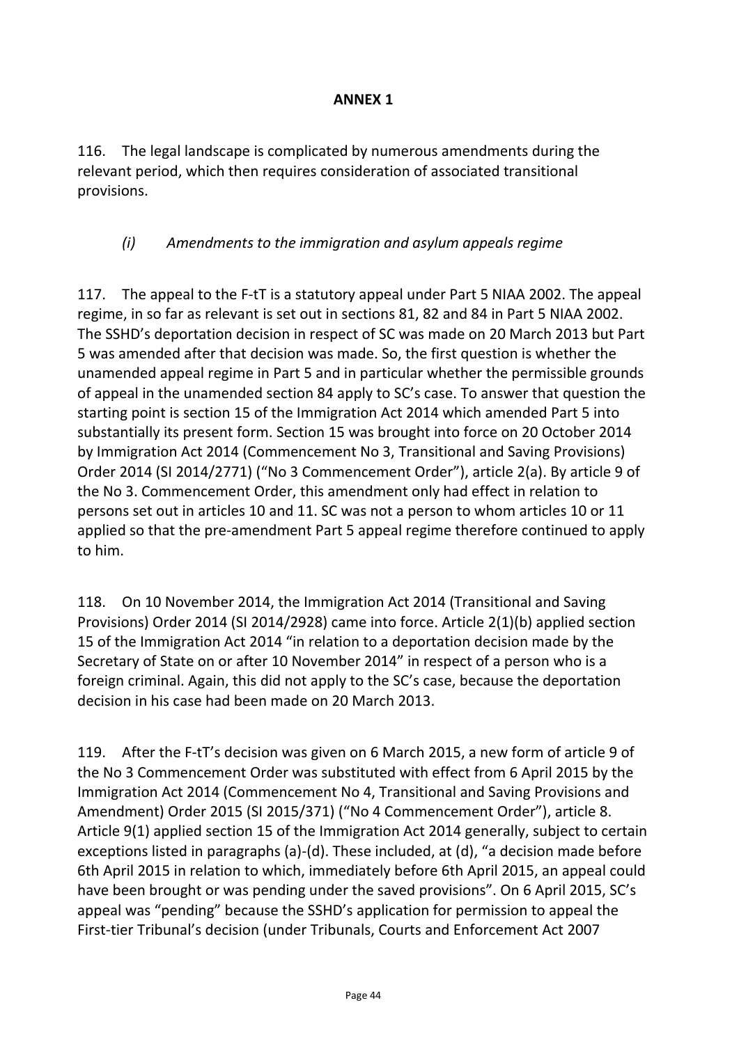# ANNEX 1

116. The legal landscape is complicated by numerous amendments during the relevant period, which then requires consideration of associated transitional provisions.

## *(i) Amendments to the immigration and asylum appeals regime*

117. The appeal to the F-tT is a statutory appeal under Part 5 NIAA 2002. The appeal regime, in so far as relevant is set out in sections 81, 82 and 84 in Part 5 NIAA 2002. The SSHD's deportation decision in respect of SC was made on 20 March 2013 but Part 5 was amended after that decision was made. So, the first question is whether the unamended appeal regime in Part 5 and in particular whether the permissible grounds of appeal in the unamended section 84 apply to SC's case. To answer that question the starting point is section 15 of the Immigration Act 2014 which amended Part 5 into substantially its present form. Section 15 was brought into force on 20 October 2014 by Immigration Act 2014 (Commencement No 3, Transitional and Saving Provisions) Order 2014 (SI 2014/2771) ("No 3 Commencement Order"), article 2(a). By article 9 of the No 3. Commencement Order, this amendment only had effect in relation to persons set out in articles 10 and 11. SC was not a person to whom articles 10 or 11 applied so that the pre-amendment Part 5 appeal regime therefore continued to apply to him.

118. On 10 November 2014, the Immigration Act 2014 (Transitional and Saving Provisions) Order 2014 (SI 2014/2928) came into force. Article 2(1)(b) applied section 15 of the Immigration Act 2014 "in relation to a deportation decision made by the Secretary of State on or after 10 November 2014" in respect of a person who is a foreign criminal. Again, this did not apply to the SC's case, because the deportation decision in his case had been made on 20 March 2013.

119. After the F-tT's decision was given on 6 March 2015, a new form of article 9 of the No 3 Commencement Order was substituted with effect from 6 April 2015 by the Immigration Act 2014 (Commencement No 4, Transitional and Saving Provisions and Amendment) Order 2015 (SI 2015/371) ("No 4 Commencement Order"), article 8. Article 9(1) applied section 15 of the Immigration Act 2014 generally, subject to certain exceptions listed in paragraphs (a)-(d). These included, at (d), "a decision made before 6th April 2015 in relation to which, immediately before 6th April 2015, an appeal could have been brought or was pending under the saved provisions". On 6 April 2015, SC's appeal was "pending" because the SSHD's application for permission to appeal the First-tier Tribunal's decision (under Tribunals, Courts and Enforcement Act 2007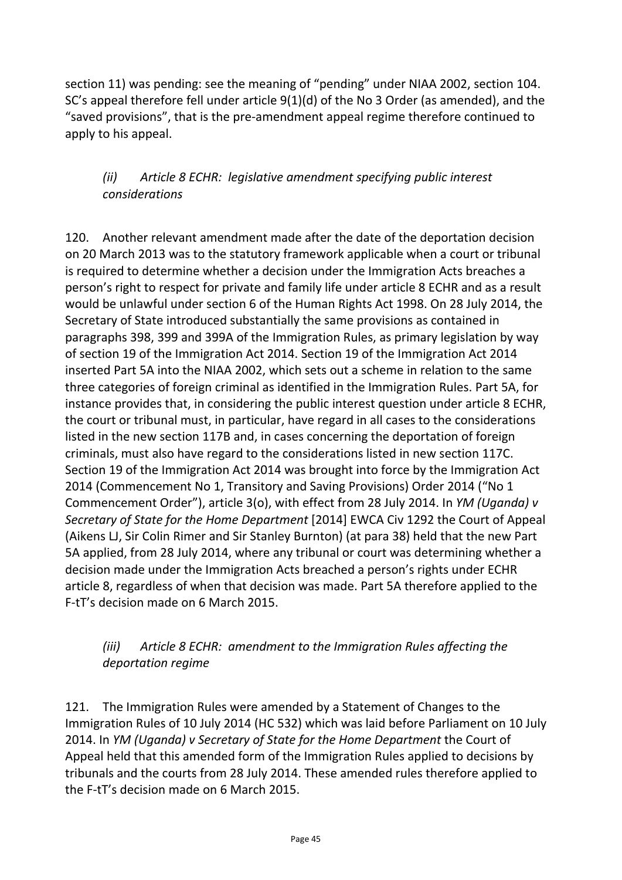section 11) was pending: see the meaning of "pending" under NIAA 2002, section 104. SC's appeal therefore fell under article 9(1)(d) of the No 3 Order (as amended), and the "saved provisions", that is the pre-amendment appeal regime therefore continued to apply to his appeal.

### *(ii) Article 8 ECHR: legislative amendment specifying public interest considerations*

120. Another relevant amendment made after the date of the deportation decision on 20 March 2013 was to the statutory framework applicable when a court or tribunal is required to determine whether a decision under the Immigration Acts breaches a person's right to respect for private and family life under article 8 ECHR and as a result would be unlawful under section 6 of the Human Rights Act 1998. On 28 July 2014, the Secretary of State introduced substantially the same provisions as contained in paragraphs 398, 399 and 399A of the Immigration Rules, as primary legislation by way of section 19 of the Immigration Act 2014. Section 19 of the Immigration Act 2014 inserted Part 5A into the NIAA 2002, which sets out a scheme in relation to the same three categories of foreign criminal as identified in the Immigration Rules. Part 5A, for instance provides that, in considering the public interest question under article 8 ECHR, the court or tribunal must, in particular, have regard in all cases to the considerations listed in the new section 117B and, in cases concerning the deportation of foreign criminals, must also have regard to the considerations listed in new section 117C. Section 19 of the Immigration Act 2014 was brought into force by the Immigration Act 2014 (Commencement No 1, Transitory and Saving Provisions) Order 2014 ("No 1 Commencement Order"), article 3(o), with effect from 28 July 2014. In *YM (Uganda) v Secretary of State for the Home Department* [2014] EWCA Civ 1292 the Court of Appeal (Aikens LJ, Sir Colin Rimer and Sir Stanley Burnton) (at para 38) held that the new Part 5A applied, from 28 July 2014, where any tribunal or court was determining whether a decision made under the Immigration Acts breached a person's rights under ECHR article 8, regardless of when that decision was made. Part 5A therefore applied to the F-tT's decision made on 6 March 2015.

### *(iii) Article 8 ECHR: amendment to the Immigration Rules affecting the deportation regime*

121. The Immigration Rules were amended by a Statement of Changes to the Immigration Rules of 10 July 2014 (HC 532) which was laid before Parliament on 10 July 2014. In *YM (Uganda) v Secretary of State for the Home Department* the Court of Appeal held that this amended form of the Immigration Rules applied to decisions by tribunals and the courts from 28 July 2014. These amended rules therefore applied to the F-tT's decision made on 6 March 2015.